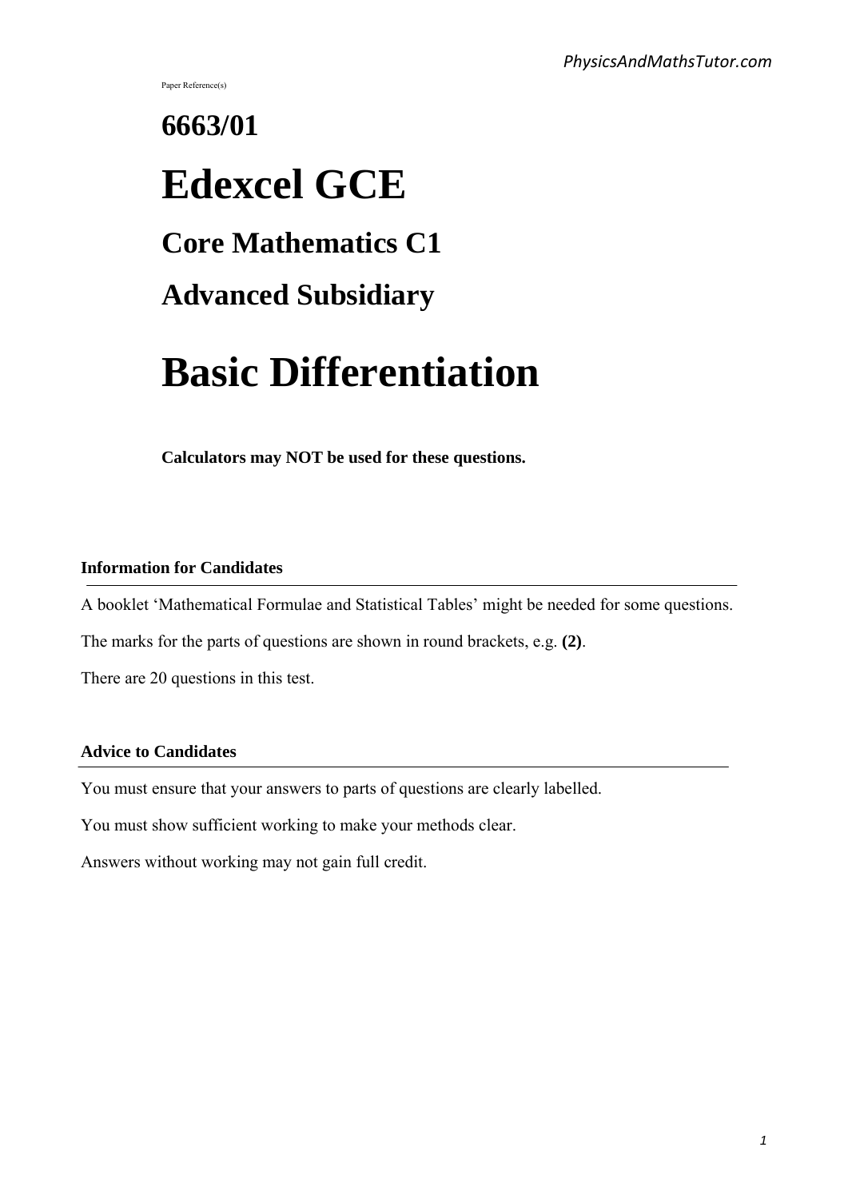Paper Reference(s)

# 6663/01

# Edexcel GCE

## Core Mathematics C1

## Advanced Subsidiary

# Basic Differentiation

**Calculators may NOT be used for these questions.**

**Information for Candidates**

A booklet 'Mathematical Formulae and Statistical Tables' might be needed for some questions.

The marks for the parts of questions are shown in round brackets, e.g. **(2)**.

There are 20 questions in this test.

**Advice to Candidates**

You must ensure that your answers to parts of questions are clearly labelled.

You must show sufficient working to make your methods clear.

Answers without working may not gain full credit.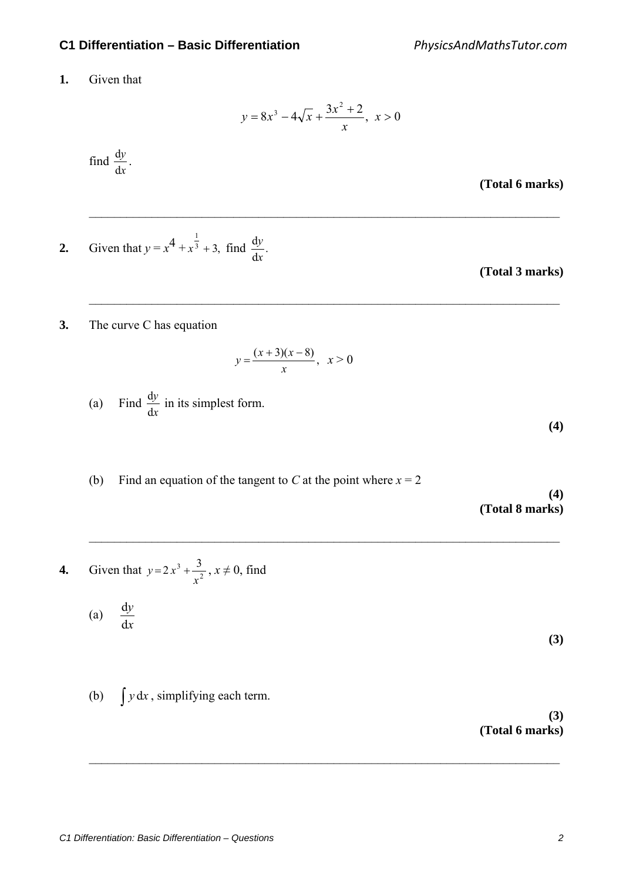**1.** Given that

$$y = 8x^3 - 4\sqrt{x} + \frac{3x^2 + 2}{x}, \ x > 0$$

find $\frac{dy}{dx}$.

**(Total 6 marks)**

---

**2.** Given that $y = x^4 + x^{\frac{1}{3}} + 3$, find $\frac{dy}{dx}$.

**(Total 3 marks)**

---

**3.** The curve C has equation

$$y = \frac{(x+3)(x-8)}{x}, \ x > 0$$

(a) Find $\frac{dy}{dx}$ in its simplest form.

**(4)**

(b) Find an equation of the tangent to $C$ at the point where $x = 2$

**(4)**

**(Total 8 marks)**

---

**4.** Given that $y = 2x^3 + \frac{3}{x^2}$, $x \neq 0$, find

(a) $\frac{dy}{dx}$

**(3)**

(b) $\int y \, dx$, simplifying each term.

**(3)**

**(Total 6 marks)**

---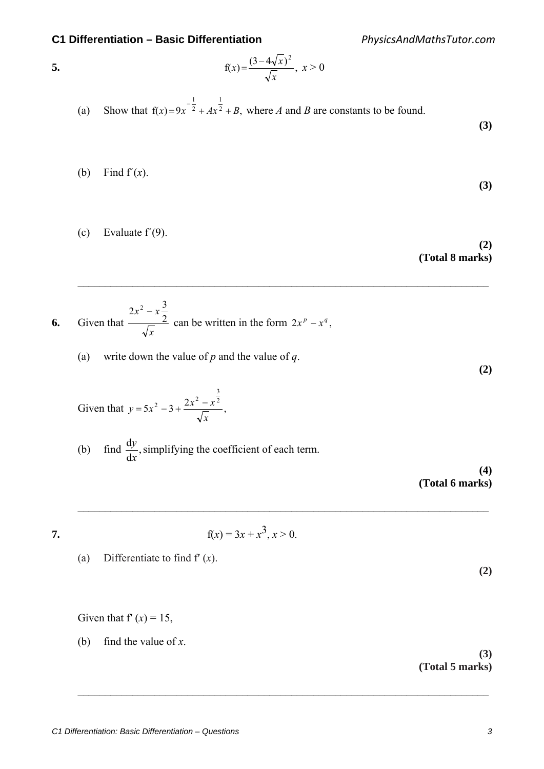**5.**

$$\mathrm{f}(x) = \frac{(3 - 4\sqrt{x})^2}{\sqrt{x}}, \; x > 0$$

(a) Show that $\mathrm{f}(x) = 9x^{-\frac{1}{2}} + Ax^{\frac{1}{2}} + B,$ where $A$ and $B$ are constants to be found.

**(3)**

(b) Find $\mathrm{f}'(x)$.

**(3)**

(c) Evaluate $\mathrm{f}'(9)$.

**(2)**

**(Total 8 marks)**

---

**6.** Given that $\dfrac{2x^2 - x\dfrac{3}{2}}{\sqrt{x}}$ can be written in the form $2x^p - x^q$,

(a) write down the value of $p$ and the value of $q$.

**(2)**

Given that $y = 5x^2 - 3 + \dfrac{2x^2 - x^{\frac{3}{2}}}{\sqrt{x}},$

(b) find $\dfrac{\mathrm{d}y}{\mathrm{d}x}$, simplifying the coefficient of each term.

**(4)**

**(Total 6 marks)**

---

**7.**

$$\mathrm{f}(x) = 3x + x^3, \; x > 0.$$

(a) Differentiate to find $\mathrm{f}'(x)$.

**(2)**

Given that $\mathrm{f}'(x) = 15$,

(b) find the value of $x$.

**(3)**

**(Total 5 marks)**

---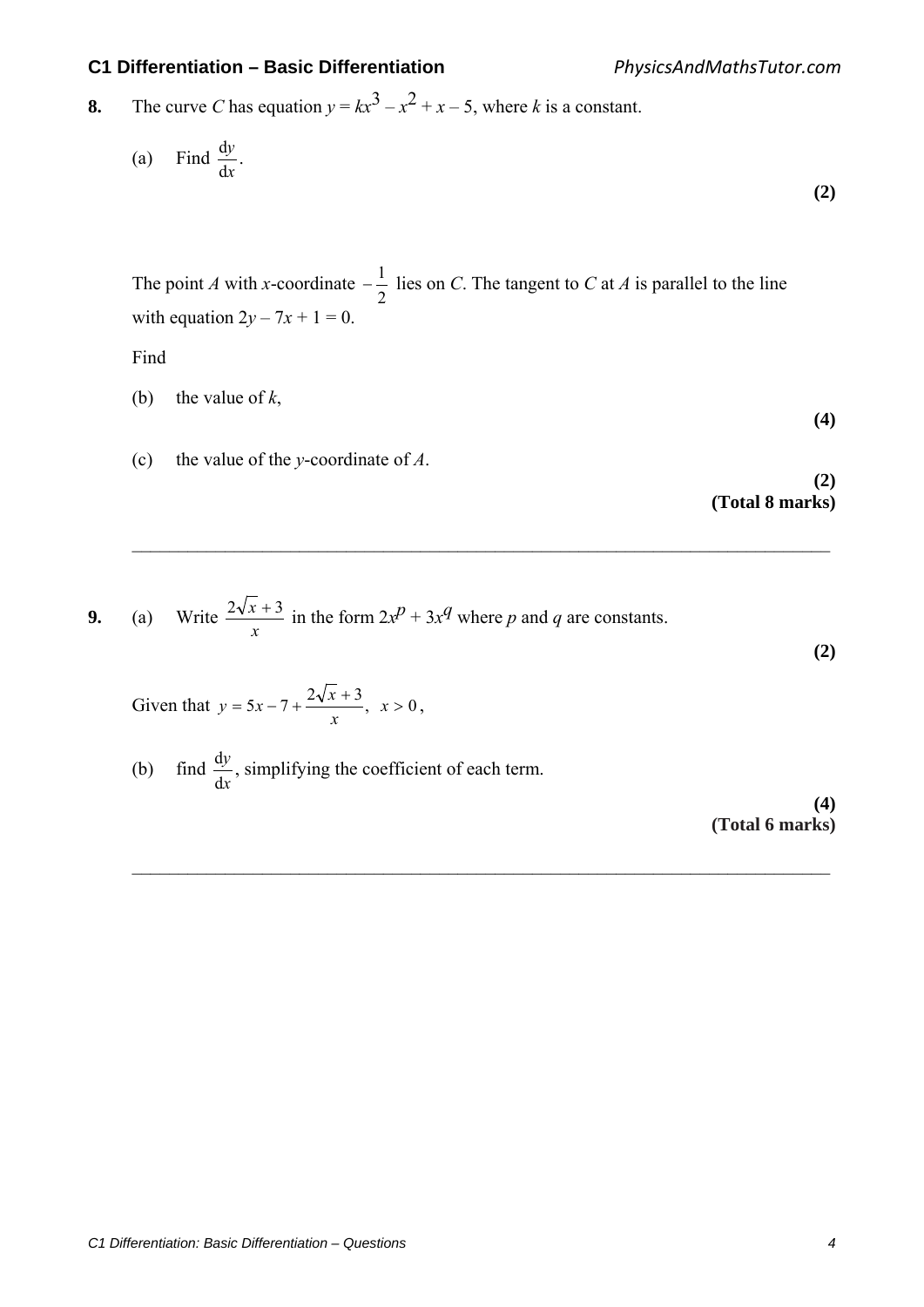**8.** The curve $C$ has equation $y = kx^3 - x^2 + x - 5$, where $k$ is a constant.

(a) Find $\frac{dy}{dx}$.

**(2)**

The point $A$ with $x$-coordinate $-\frac{1}{2}$ lies on $C$. The tangent to $C$ at $A$ is parallel to the line with equation $2y - 7x + 1 = 0$.

Find

(b) the value of $k$,

**(4)**

(c) the value of the $y$-coordinate of $A$.

**(2)**
**(Total 8 marks)**

---

**9.** (a) Write $\frac{2\sqrt{x} + 3}{x}$ in the form $2x^p + 3x^q$ where $p$ and $q$ are constants.

**(2)**

Given that $y = 5x - 7 + \frac{2\sqrt{x} + 3}{x}, \ x > 0$,

(b) find $\frac{dy}{dx}$, simplifying the coefficient of each term.

**(4)**
**(Total 6 marks)**

---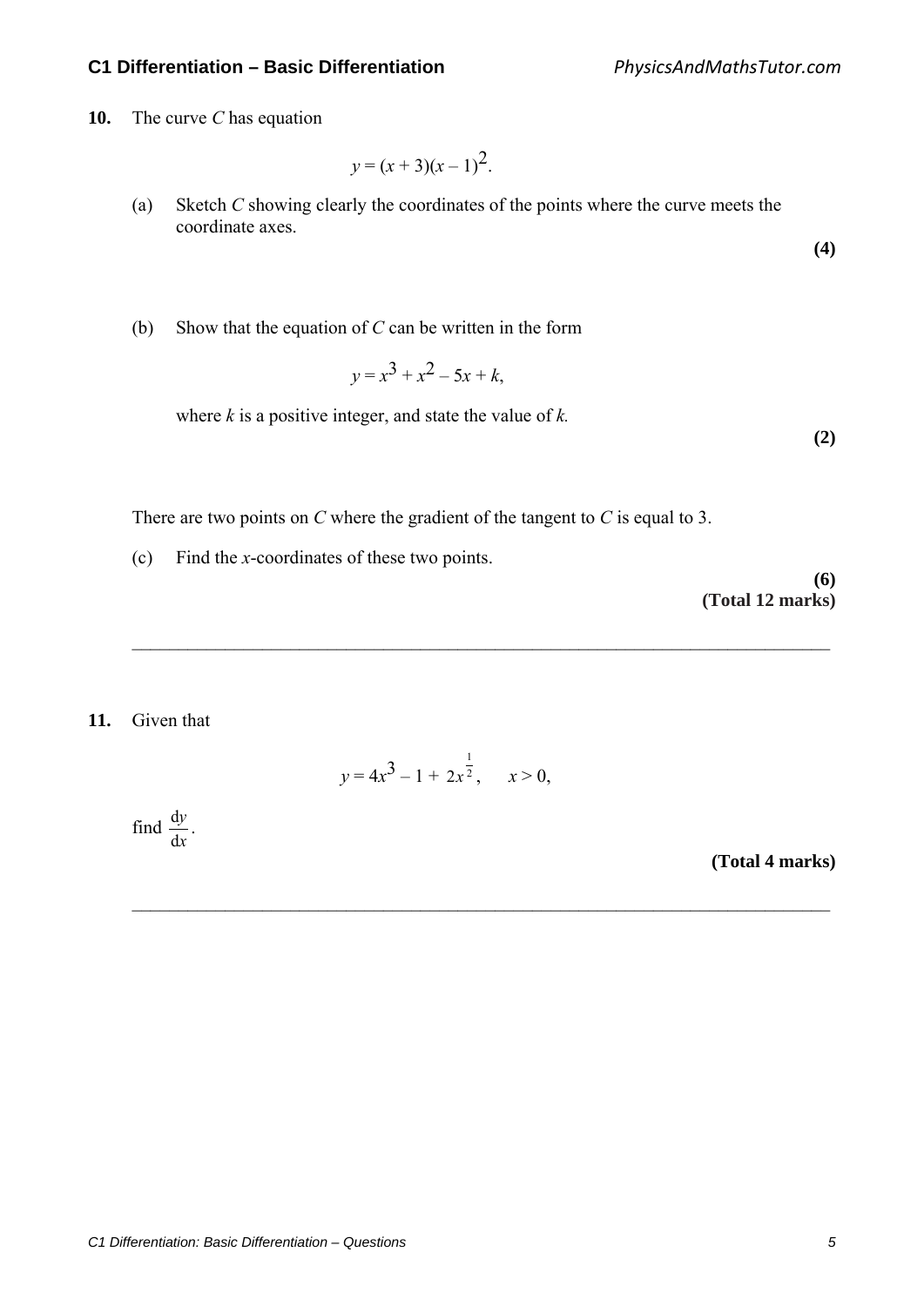**10.** The curve $C$ has equation

$$y = (x + 3)(x - 1)^2.$$

(a) Sketch $C$ showing clearly the coordinates of the points where the curve meets the coordinate axes.

**(4)**

(b) Show that the equation of $C$ can be written in the form

$$y = x^3 + x^2 - 5x + k,$$

where $k$ is a positive integer, and state the value of $k$.

**(2)**

There are two points on $C$ where the gradient of the tangent to $C$ is equal to 3.

(c) Find the $x$-coordinates of these two points.

**(6)**

**(Total 12 marks)**

---

**11.** Given that

$$y = 4x^3 - 1 + 2x^{\frac{1}{2}}, \quad x > 0,$$

find $\frac{dy}{dx}$.

**(Total 4 marks)**

---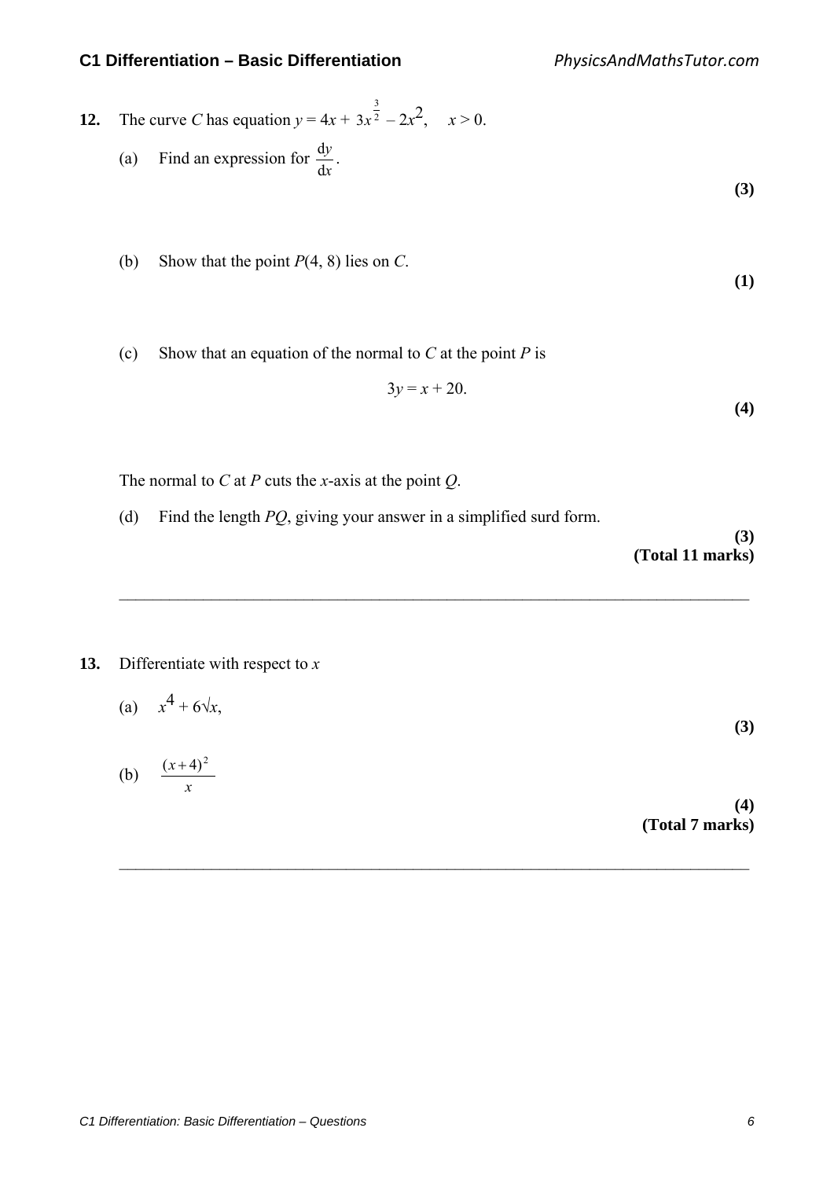**12.** The curve $C$ has equation $y = 4x + 3x^{\frac{3}{2}} - 2x^2$, $x > 0$.

(a) Find an expression for $\frac{dy}{dx}$.

**(3)**

(b) Show that the point $P(4, 8)$ lies on $C$.

**(1)**

(c) Show that an equation of the normal to $C$ at the point $P$ is

$$3y = x + 20.$$

**(4)**

The normal to $C$ at $P$ cuts the $x$-axis at the point $Q$.

(d) Find the length $PQ$, giving your answer in a simplified surd form.

**(3)**
**(Total 11 marks)**

---

**13.** Differentiate with respect to $x$

(a) $x^4 + 6\sqrt{x}$,

**(3)**

(b) $\frac{(x+4)^2}{x}$

**(4)**
**(Total 7 marks)**

---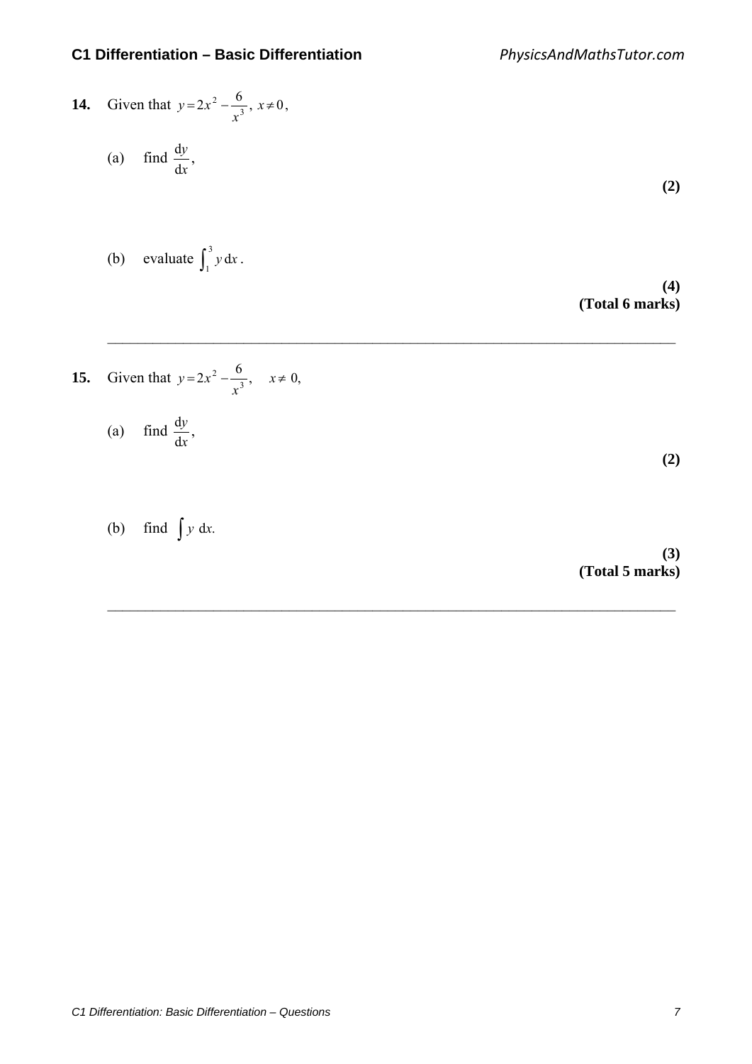**14.** Given that $y = 2x^2 - \dfrac{6}{x^3}$, $x \neq 0$,

(a) find $\dfrac{dy}{dx}$,

**(2)**

(b) evaluate $\int_1^3 y \, dx$.

**(4)**
**(Total 6 marks)**

---

**15.** Given that $y = 2x^2 - \dfrac{6}{x^3}$, $x \neq 0$,

(a) find $\dfrac{dy}{dx}$,

**(2)**

(b) find $\int y \, dx$.

**(3)**
**(Total 5 marks)**

---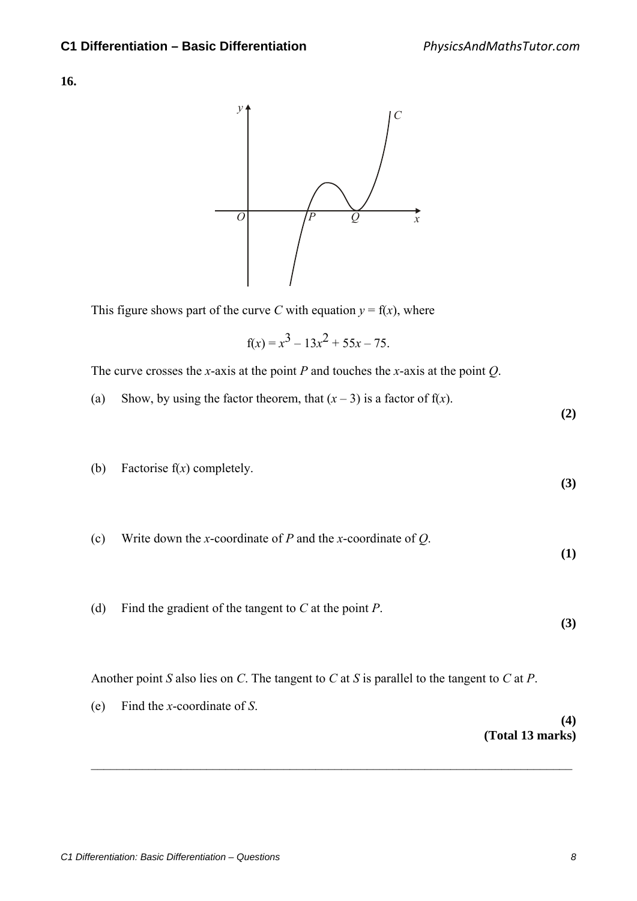**16.**

This figure shows part of the curve $C$ with equation $y = f(x)$, where

$$f(x) = x^3 - 13x^2 + 55x - 75.$$

The curve crosses the $x$-axis at the point $P$ and touches the $x$-axis at the point $Q$.

(a) Show, by using the factor theorem, that $(x - 3)$ is a factor of $f(x)$.
**(2)**

(b) Factorise $f(x)$ completely.
**(3)**

(c) Write down the $x$-coordinate of $P$ and the $x$-coordinate of $Q$.
**(1)**

(d) Find the gradient of the tangent to $C$ at the point $P$.
**(3)**

Another point $S$ also lies on $C$. The tangent to $C$ at $S$ is parallel to the tangent to $C$ at $P$.

(e) Find the $x$-coordinate of $S$.
**(4)**
**(Total 13 marks)**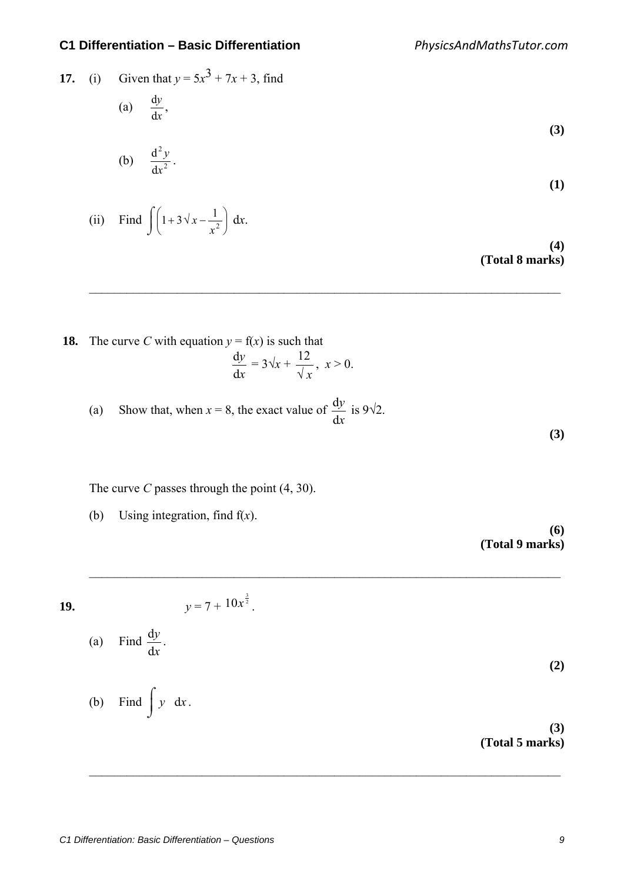**17.** (i) Given that $y = 5x^3 + 7x + 3$, find

(a) $\dfrac{\mathrm{d}y}{\mathrm{d}x}$,

**(3)**

(b) $\dfrac{\mathrm{d}^2 y}{\mathrm{d}x^2}$.

**(1)**

(ii) Find $\displaystyle\int \left(1 + 3\sqrt{x} - \frac{1}{x^2}\right) \mathrm{d}x$.

**(4)**
**(Total 8 marks)**

---

**18.** The curve $C$ with equation $y = \mathrm{f}(x)$ is such that

$$\frac{\mathrm{d}y}{\mathrm{d}x} = 3\sqrt{x} + \frac{12}{\sqrt{x}}, \; x > 0.$$

(a) Show that, when $x = 8$, the exact value of $\dfrac{\mathrm{d}y}{\mathrm{d}x}$ is $9\sqrt{2}$.

**(3)**

The curve $C$ passes through the point (4, 30).

(b) Using integration, find $\mathrm{f}(x)$.

**(6)**
**(Total 9 marks)**

---

**19.**

$$y = 7 + 10x^{\frac{3}{2}}.$$

(a) Find $\dfrac{\mathrm{d}y}{\mathrm{d}x}$.

**(2)**

(b) Find $\displaystyle\int y \;\; \mathrm{d}x$.

**(3)**
**(Total 5 marks)**

---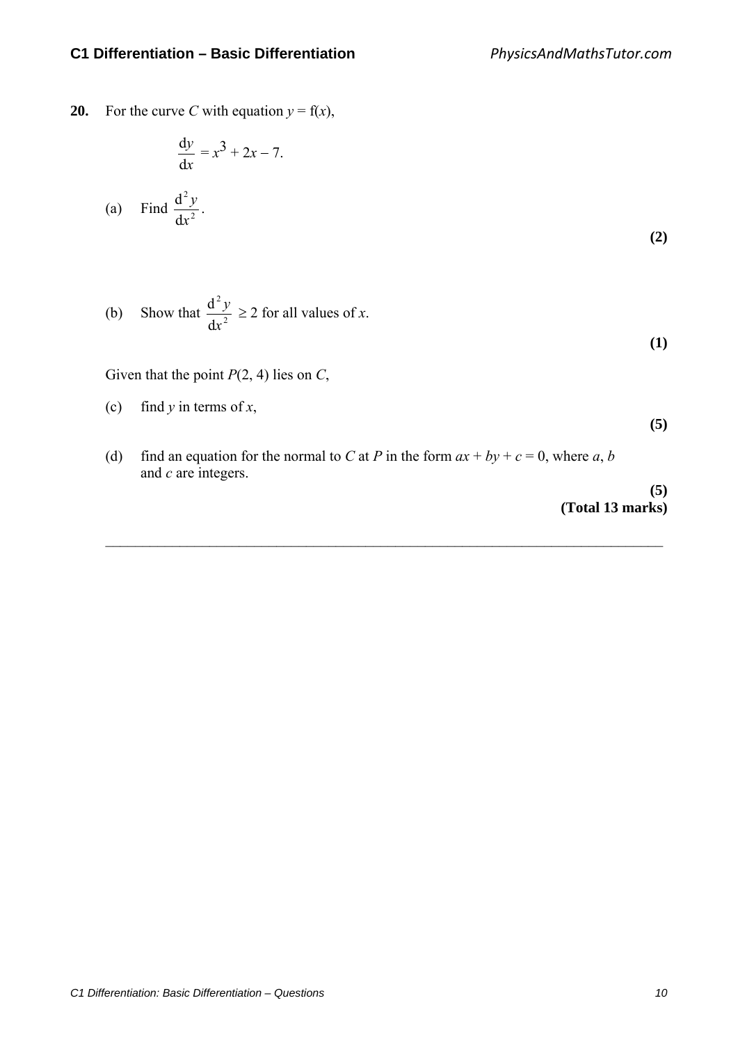**20.** For the curve $C$ with equation $y = f(x)$,

$$\frac{dy}{dx} = x^3 + 2x - 7.$$

(a) Find $\frac{d^2y}{dx^2}$.

**(2)**

(b) Show that $\frac{d^2y}{dx^2} \geq 2$ for all values of $x$.

**(1)**

Given that the point $P(2, 4)$ lies on $C$,

(c) find $y$ in terms of $x$,

**(5)**

(d) find an equation for the normal to $C$ at $P$ in the form $ax + by + c = 0$, where $a$, $b$ and $c$ are integers.

**(5)**

**(Total 13 marks)**

---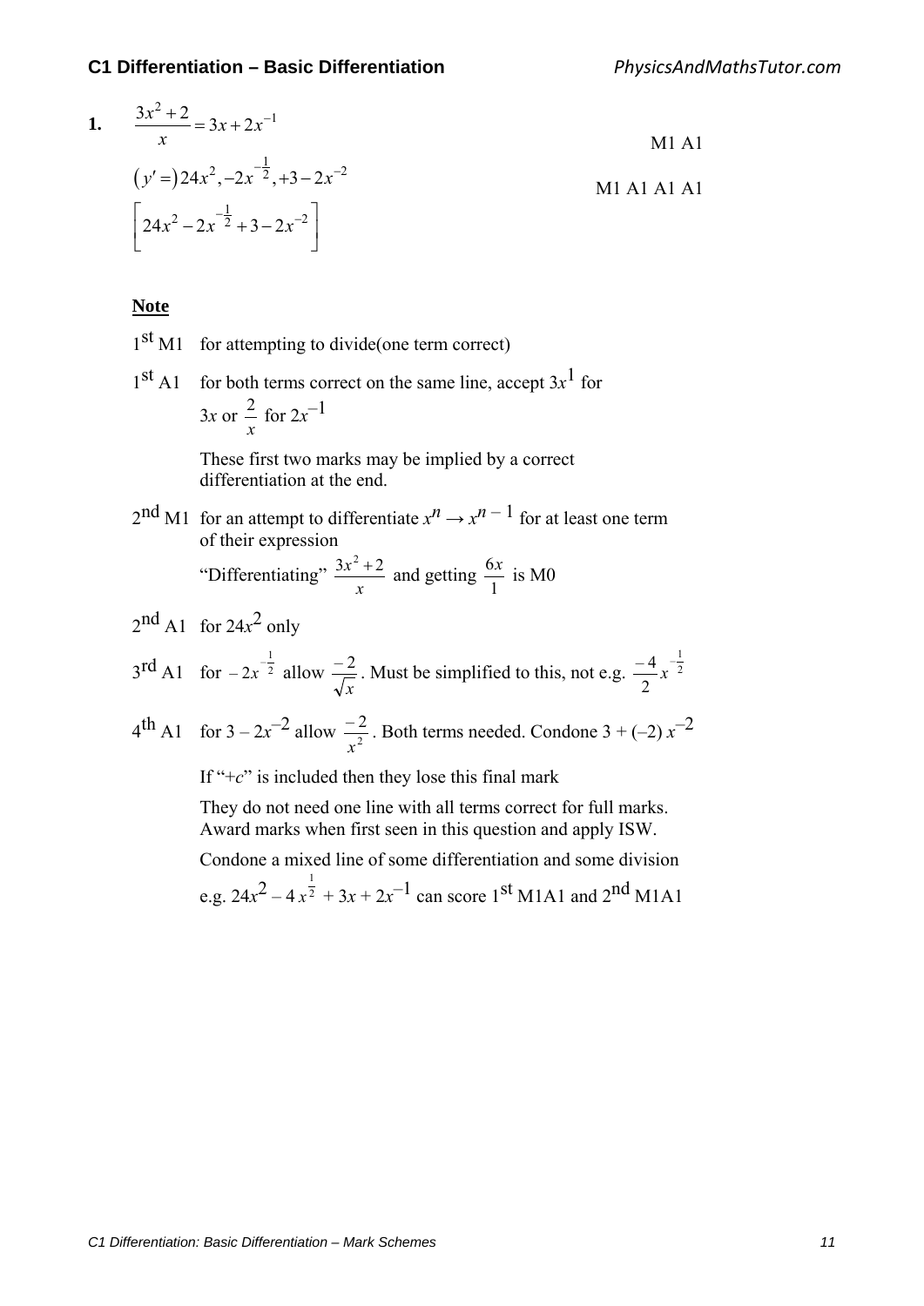**1.** $\frac{3x^2+2}{x} = 3x + 2x^{-1}$ M1 A1

$(y'=)\, 24x^2, -2x^{-\frac{1}{2}}, +3-2x^{-2}$ M1 A1 A1 A1

$\left[24x^2 - 2x^{-\frac{1}{2}} + 3 - 2x^{-2}\right]$

**Note**

1st M1 for attempting to divide(one term correct)

1st A1 for both terms correct on the same line, accept $3x^1$ for $3x$ or $\frac{2}{x}$ for $2x^{-1}$

These first two marks may be implied by a correct differentiation at the end.

2nd M1 for an attempt to differentiate $x^n \to x^{n-1}$ for at least one term of their expression

"Differentiating" $\frac{3x^2+2}{x}$ and getting $\frac{6x}{1}$ is M0

2nd A1 for $24x^2$ only

3rd A1 for $-2x^{-\frac{1}{2}}$ allow $\frac{-2}{\sqrt{x}}$. Must be simplified to this, not e.g. $\frac{-4}{2}x^{-\frac{1}{2}}$

4th A1 for $3 - 2x^{-2}$ allow $\frac{-2}{x^2}$. Both terms needed. Condone $3 + (-2)\,x^{-2}$

If "+c" is included then they lose this final mark

They do not need one line with all terms correct for full marks. Award marks when first seen in this question and apply ISW.

Condone a mixed line of some differentiation and some division e.g. $24x^2 - 4x^{\frac{1}{2}} + 3x + 2x^{-1}$ can score 1st M1A1 and 2nd M1A1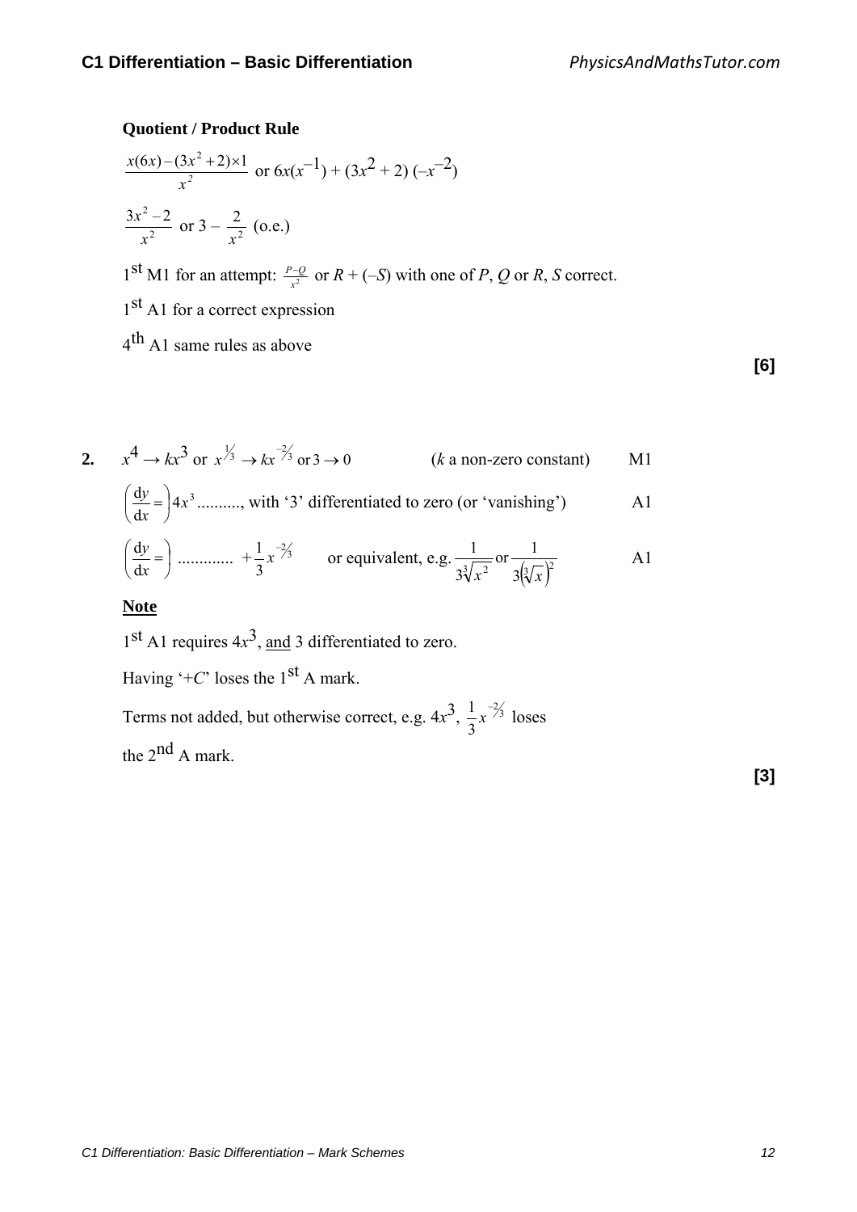**Quotient / Product Rule**

$\frac{x(6x)-(3x^2+2)\times 1}{x^2}$ or $6x(x^{-1}) + (3x^2 + 2)(-x^{-2})$

$\frac{3x^2-2}{x^2}$ or $3 - \frac{2}{x^2}$ (o.e.)

1st M1 for an attempt: $\frac{P-Q}{x^2}$ or $R + (-S)$ with one of $P$, $Q$ or $R$, $S$ correct.

1st A1 for a correct expression

4th A1 same rules as above

**[6]**

**2.** $x^4 \to kx^3$ or $x^{\frac{1}{3}} \to kx^{\frac{-2}{3}}$ or $3 \to 0$ ($k$ a non-zero constant) M1

$\left(\frac{dy}{dx}=\right)4x^3$.........., with '3' differentiated to zero (or 'vanishing') A1

$\left(\frac{dy}{dx}=\right)$ ............ $+\frac{1}{3}x^{\frac{-2}{3}}$ or equivalent, e.g. $\frac{1}{3\sqrt[3]{x^2}}$ or $\frac{1}{3\left(\sqrt[3]{x}\right)^2}$ A1

**Note**

1st A1 requires $4x^3$, and 3 differentiated to zero.

Having '$+C$' loses the 1st A mark.

Terms not added, but otherwise correct, e.g. $4x^3$, $\frac{1}{3}x^{\frac{-2}{3}}$ loses the 2nd A mark.

**[3]**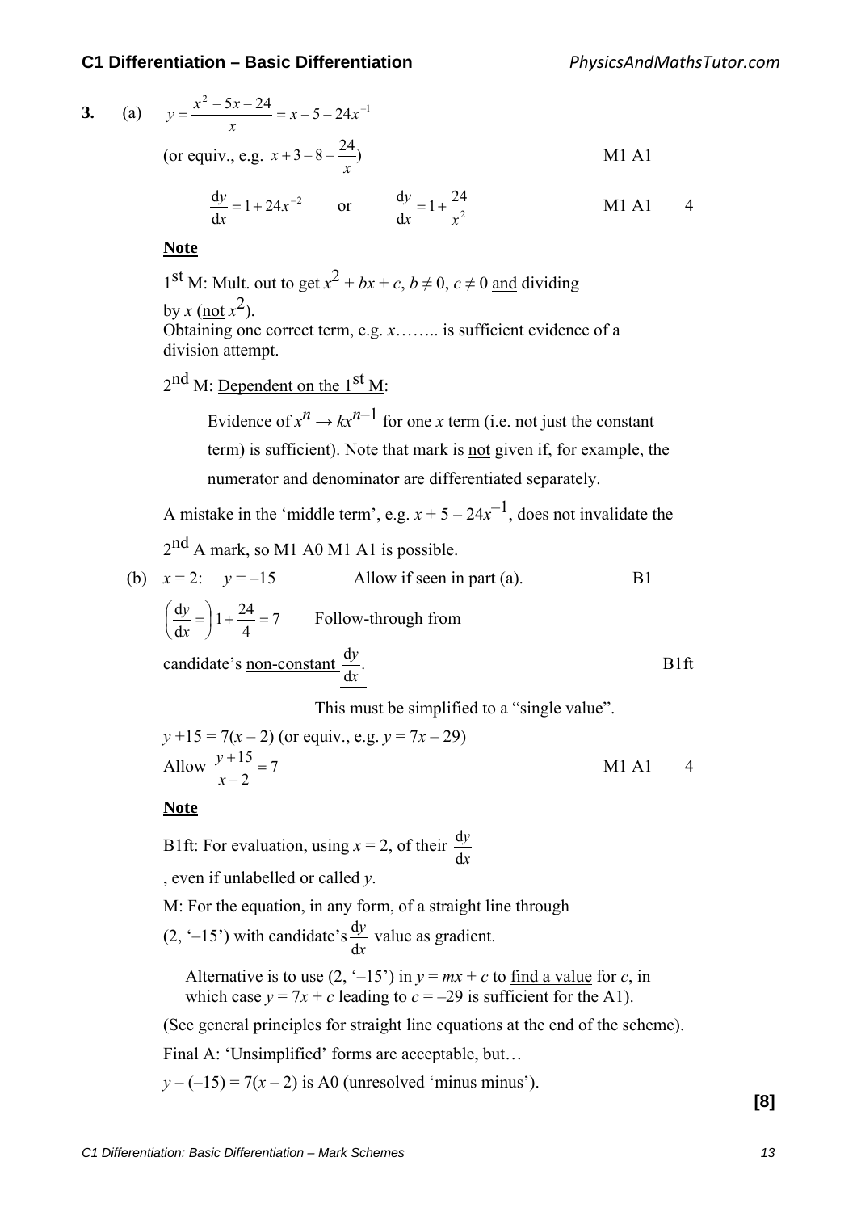**3.** (a) $y = \dfrac{x^2 - 5x - 24}{x} = x - 5 - 24x^{-1}$

(or equiv., e.g. $x + 3 - 8 - \dfrac{24}{x}$) M1 A1

$\dfrac{\mathrm{d}y}{\mathrm{d}x} = 1 + 24x^{-2}$ or $\dfrac{\mathrm{d}y}{\mathrm{d}x} = 1 + \dfrac{24}{x^2}$ M1 A1 4

**Note**

1st M: Mult. out to get $x^2 + bx + c$, $b \neq 0$, $c \neq 0$ and dividing by $x$ (not $x^2$).
Obtaining one correct term, e.g. $x$…….. is sufficient evidence of a division attempt.

2nd M: Dependent on the 1st M:

Evidence of $x^n \to kx^{n-1}$ for one $x$ term (i.e. not just the constant term) is sufficient). Note that mark is not given if, for example, the numerator and denominator are differentiated separately.

A mistake in the 'middle term', e.g. $x + 5 - 24x^{-1}$, does not invalidate the 2nd A mark, so M1 A0 M1 A1 is possible.

(b) $x = 2$: $y = -15$ Allow if seen in part (a). B1

$\left(\dfrac{\mathrm{d}y}{\mathrm{d}x} = \right) 1 + \dfrac{24}{4} = 7$ Follow-through from candidate's non-constant $\dfrac{\mathrm{d}y}{\mathrm{d}x}$. B1ft

This must be simplified to a "single value".

$y + 15 = 7(x - 2)$ (or equiv., e.g. $y = 7x - 29$)
Allow $\dfrac{y + 15}{x - 2} = 7$ M1 A1 4

**Note**

B1ft: For evaluation, using $x = 2$, of their $\dfrac{\mathrm{d}y}{\mathrm{d}x}$, even if unlabelled or called $y$.

M: For the equation, in any form, of a straight line through (2, '–15') with candidate's $\dfrac{\mathrm{d}y}{\mathrm{d}x}$ value as gradient.

Alternative is to use (2, '–15') in $y = mx + c$ to find a value for $c$, in which case $y = 7x + c$ leading to $c = -29$ is sufficient for the A1).

(See general principles for straight line equations at the end of the scheme).

Final A: 'Unsimplified' forms are acceptable, but…

$y - (-15) = 7(x - 2)$ is A0 (unresolved 'minus minus').

**[8]**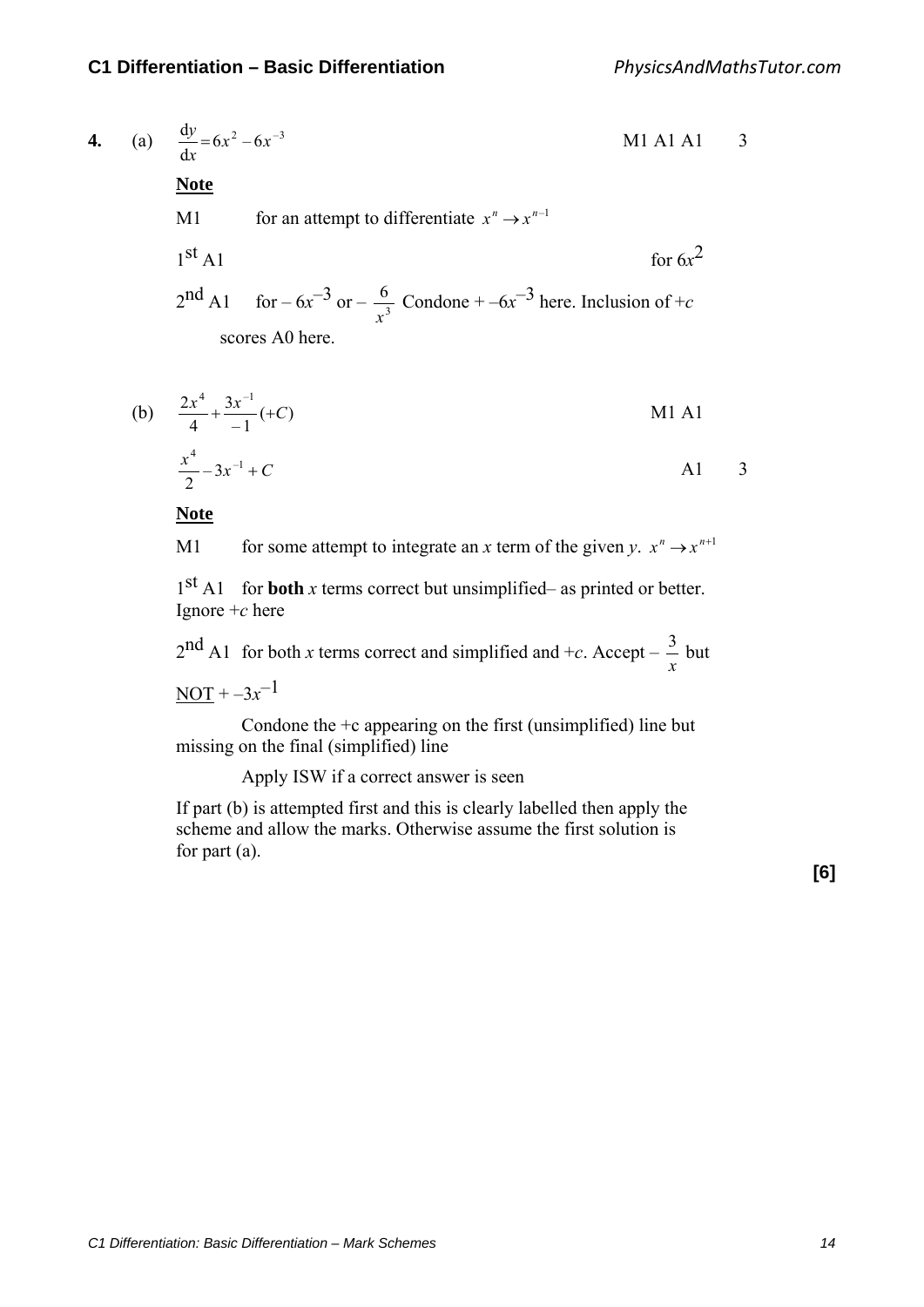**4.** (a) $\frac{dy}{dx} = 6x^2 - 6x^{-3}$ M1 A1 A1 3

**Note**

M1 for an attempt to differentiate $x^n \rightarrow x^{n-1}$

1st A1 for $6x^2$

2nd A1 for $-6x^{-3}$ or $-\frac{6}{x^3}$ Condone $+ -6x^{-3}$ here. Inclusion of $+c$ scores A0 here.

(b) $\frac{2x^4}{4} + \frac{3x^{-1}}{-1}(+C)$ M1 A1

$\frac{x^4}{2} - 3x^{-1} + C$ A1 3

**Note**

M1 for some attempt to integrate an $x$ term of the given $y$. $x^n \rightarrow x^{n+1}$

1st A1 for **both** $x$ terms correct but unsimplified– as printed or better. Ignore $+c$ here

2nd A1 for both $x$ terms correct and simplified and $+c$. Accept $-\frac{3}{x}$ but NOT $+ -3x^{-1}$

Condone the +c appearing on the first (unsimplified) line but missing on the final (simplified) line

Apply ISW if a correct answer is seen

If part (b) is attempted first and this is clearly labelled then apply the scheme and allow the marks. Otherwise assume the first solution is for part (a).

**[6]**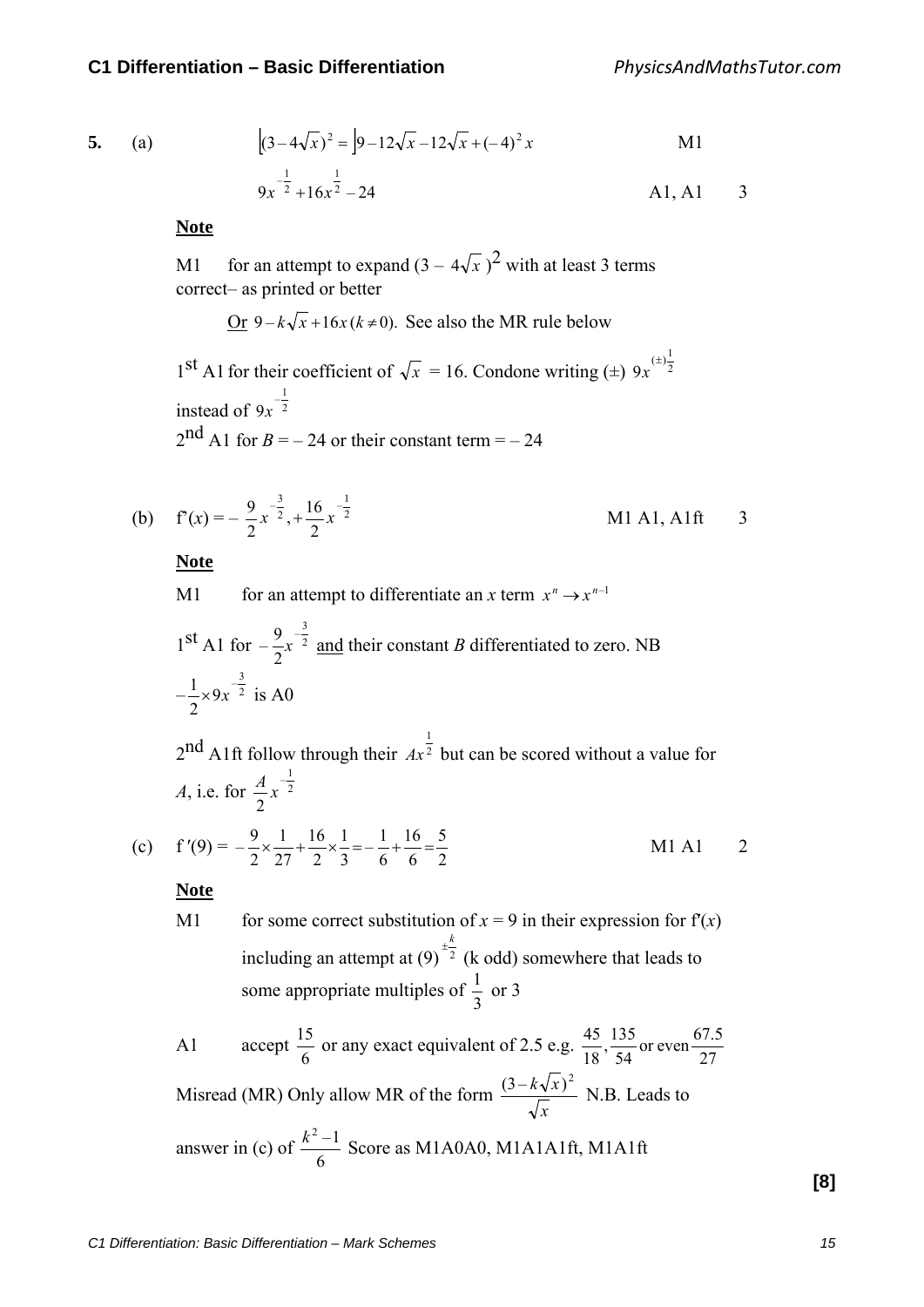**5.** (a) $(3-4\sqrt{x})^2 = 9-12\sqrt{x}-12\sqrt{x}+(-4)^2 x$ M1

$9x^{-\frac{1}{2}}+16x^{\frac{1}{2}}-24$ A1, A1 3

**Note**

M1 for an attempt to expand $(3 - 4\sqrt{x})^2$ with at least 3 terms correct– as printed or better

Or $9-k\sqrt{x}+16x\,(k \neq 0)$. See also the MR rule below

1st A1 for their coefficient of $\sqrt{x}$ = 16. Condone writing (±) $9x^{(\pm)\frac{1}{2}}$ instead of $9x^{-\frac{1}{2}}$

2nd A1 for $B$ = – 24 or their constant term = – 24

(b) $f'(x) = -\frac{9}{2}x^{-\frac{3}{2}}, +\frac{16}{2}x^{-\frac{1}{2}}$ M1 A1, A1ft 3

**Note**

M1 for an attempt to differentiate an $x$ term $x^n \to x^{n-1}$

1st A1 for $-\frac{9}{2}x^{-\frac{3}{2}}$ and their constant $B$ differentiated to zero. NB $-\frac{1}{2}\times 9x^{-\frac{3}{2}}$ is A0

2nd A1ft follow through their $Ax^{\frac{1}{2}}$ but can be scored without a value for $A$, i.e. for $\frac{A}{2}x^{-\frac{1}{2}}$

(c) $f'(9) = -\frac{9}{2}\times\frac{1}{27}+\frac{16}{2}\times\frac{1}{3} = -\frac{1}{6}+\frac{16}{6} = \frac{5}{2}$ M1 A1 2

**Note**

M1 for some correct substitution of $x$ = 9 in their expression for f′($x$) including an attempt at $(9)^{\pm\frac{k}{2}}$ (k odd) somewhere that leads to some appropriate multiples of $\frac{1}{3}$ or 3

A1 accept $\frac{15}{6}$ or any exact equivalent of 2.5 e.g. $\frac{45}{18}, \frac{135}{54}$ or even $\frac{67.5}{27}$

Misread (MR) Only allow MR of the form $\frac{(3-k\sqrt{x})^2}{\sqrt{x}}$ N.B. Leads to answer in (c) of $\frac{k^2-1}{6}$ Score as M1A0A0, M1A1A1ft, M1A1ft

**[8]**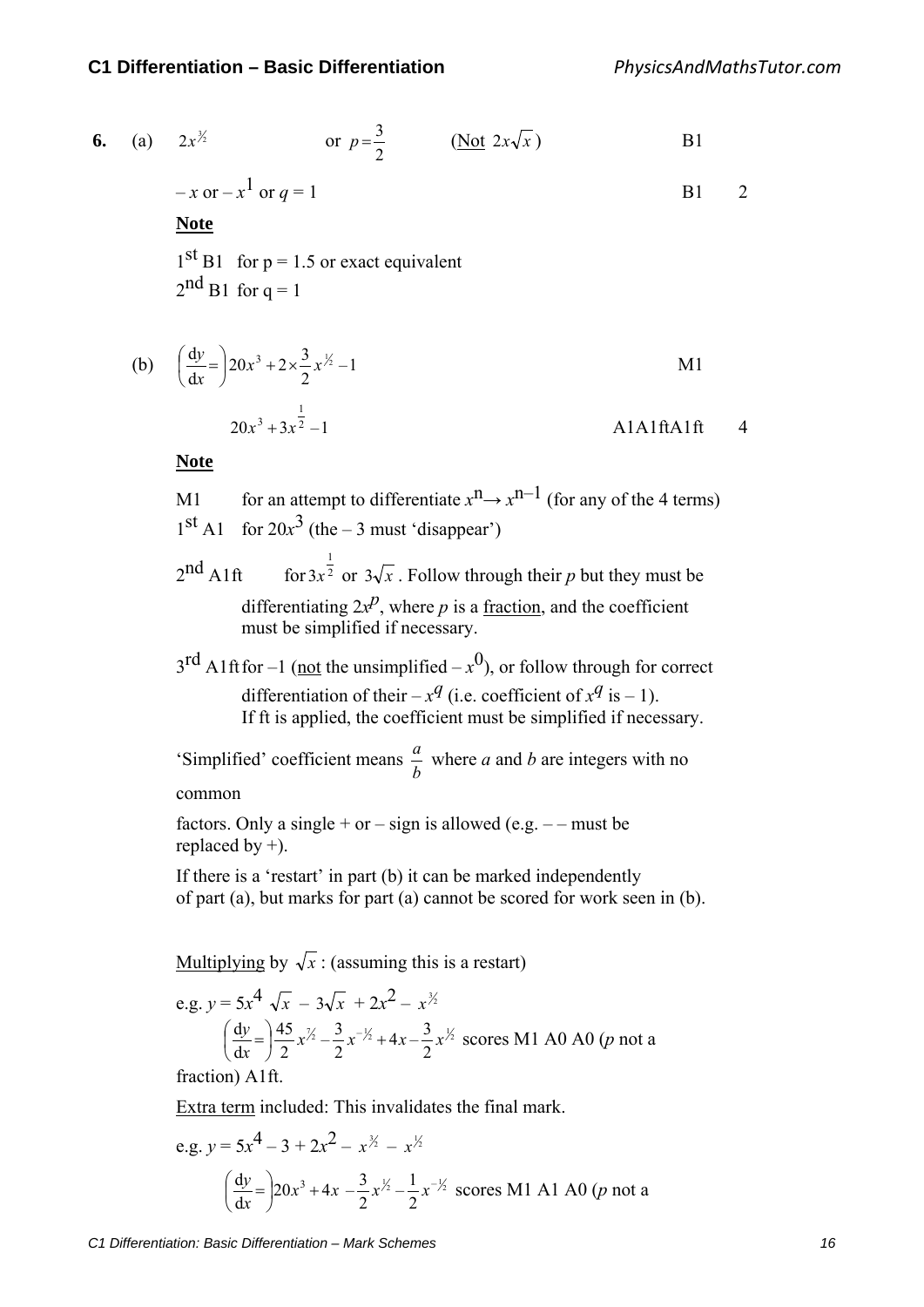**6.** (a) $2x^{3/2}$ or $p = \dfrac{3}{2}$ (<u>Not</u> $2x\sqrt{x}$) B1

$-x$ or $-x^1$ or $q = 1$ B1 2

**<u>Note</u>**

$1^{st}$ B1 for p = 1.5 or exact equivalent
$2^{nd}$ B1 for q = 1

(b) $\left(\dfrac{dy}{dx} =\right) 20x^3 + 2 \times \dfrac{3}{2}x^{1/2} - 1$ M1

$20x^3 + 3x^{\frac{1}{2}} - 1$ A1A1ftA1ft 4

**<u>Note</u>**

M1 for an attempt to differentiate $x^n \to x^{n-1}$ (for any of the 4 terms)
$1^{st}$ A1 for $20x^3$ (the – 3 must 'disappear')

$2^{nd}$ A1ft for $3x^{\frac{1}{2}}$ or $3\sqrt{x}$. Follow through their $p$ but they must be differentiating $2x^p$, where $p$ is a <u>fraction</u>, and the coefficient must be simplified if necessary.

$3^{rd}$ A1ft for –1 (<u>not</u> the unsimplified $-x^0$), or follow through for correct differentiation of their $-x^q$ (i.e. coefficient of $x^q$ is – 1). If ft is applied, the coefficient must be simplified if necessary.

'Simplified' coefficient means $\dfrac{a}{b}$ where $a$ and $b$ are integers with no common factors. Only a single + or – sign is allowed (e.g. – – must be replaced by +).

If there is a 'restart' in part (b) it can be marked independently of part (a), but marks for part (a) cannot be scored for work seen in (b).

<u>Multiplying</u> by $\sqrt{x}$ : (assuming this is a restart)

e.g. $y = 5x^4\sqrt{x} - 3\sqrt{x} + 2x^2 - x^{3/2}$

$\left(\dfrac{dy}{dx} =\right) \dfrac{45}{2}x^{7/2} - \dfrac{3}{2}x^{-1/2} + 4x - \dfrac{3}{2}x^{1/2}$ scores M1 A0 A0 ($p$ not a fraction) A1ft.

<u>Extra term</u> included: This invalidates the final mark.

e.g. $y = 5x^4 - 3 + 2x^2 - x^{3/2} - x^{1/2}$

$\left(\dfrac{dy}{dx} =\right) 20x^3 + 4x - \dfrac{3}{2}x^{1/2} - \dfrac{1}{2}x^{-1/2}$ scores M1 A1 A0 ($p$ not a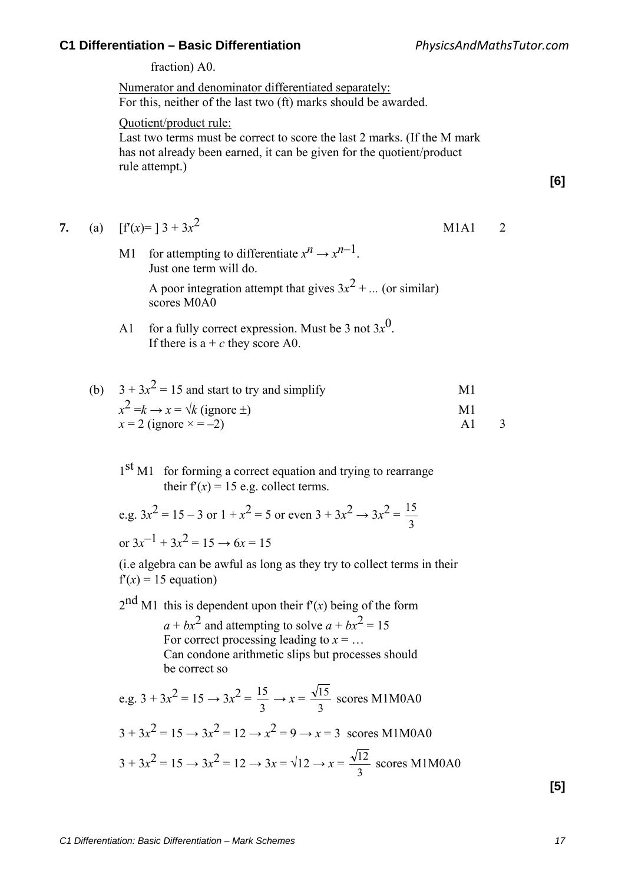fraction) A0.

Numerator and denominator differentiated separately:
For this, neither of the last two (ft) marks should be awarded.

Quotient/product rule:
Last two terms must be correct to score the last 2 marks. (If the M mark has not already been earned, it can be given for the quotient/product rule attempt.)

**[6]**

**7.** (a) $[f'(x) = ]\ 3 + 3x^2$ — M1A1 — 2

M1 for attempting to differentiate $x^n \rightarrow x^{n-1}$.
Just one term will do.
A poor integration attempt that gives $3x^2 + ...$ (or similar) scores M0A0

A1 for a fully correct expression. Must be 3 not $3x^0$.
If there is a $+ c$ they score A0.

(b) $3 + 3x^2 = 15$ and start to try and simplify — M1
$x^2 = k \rightarrow x = \sqrt{k}$ (ignore $\pm$) — M1
$x = 2$ (ignore $\times = -2$) — A1 — 3

1st M1 for forming a correct equation and trying to rearrange their $f'(x) = 15$ e.g. collect terms.

e.g. $3x^2 = 15 - 3$ or $1 + x^2 = 5$ or even $3 + 3x^2 \rightarrow 3x^2 = \frac{15}{3}$

or $3x^{-1} + 3x^2 = 15 \rightarrow 6x = 15$

(i.e algebra can be awful as long as they try to collect terms in their $f'(x) = 15$ equation)

2nd M1 this is dependent upon their $f'(x)$ being of the form $a + bx^2$ and attempting to solve $a + bx^2 = 15$
For correct processing leading to $x = \ldots$
Can condone arithmetic slips but processes should be correct so

e.g. $3 + 3x^2 = 15 \rightarrow 3x^2 = \frac{15}{3} \rightarrow x = \frac{\sqrt{15}}{3}$ scores M1M0A0

$3 + 3x^2 = 15 \rightarrow 3x^2 = 12 \rightarrow x^2 = 9 \rightarrow x = 3$ scores M1M0A0

$3 + 3x^2 = 15 \rightarrow 3x^2 = 12 \rightarrow 3x = \sqrt{12} \rightarrow x = \frac{\sqrt{12}}{3}$ scores M1M0A0

**[5]**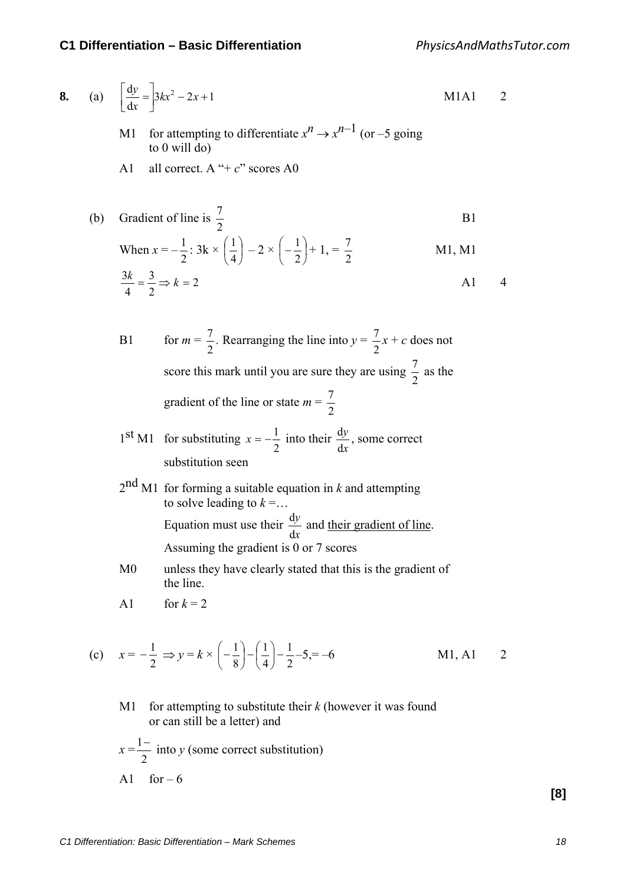**8.** (a) $\left[\frac{dy}{dx} = \right] 3kx^2 - 2x + 1$ M1A1 2

M1 for attempting to differentiate $x^n \to x^{n-1}$ (or –5 going to 0 will do)

A1 all correct. A "+ $c$" scores A0

(b) Gradient of line is $\frac{7}{2}$ B1

When $x = -\frac{1}{2}$: $3k \times \left(\frac{1}{4}\right) - 2 \times \left(-\frac{1}{2}\right) + 1, = \frac{7}{2}$ M1, M1

$\frac{3k}{4} = \frac{3}{2} \Rightarrow k = 2$ A1 4

B1 for $m = \frac{7}{2}$. Rearranging the line into $y = \frac{7}{2}x + c$ does not score this mark until you are sure they are using $\frac{7}{2}$ as the gradient of the line or state $m = \frac{7}{2}$

1st M1 for substituting $x = -\frac{1}{2}$ into their $\frac{dy}{dx}$, some correct substitution seen

2nd M1 for forming a suitable equation in $k$ and attempting to solve leading to $k = \ldots$
Equation must use their $\frac{dy}{dx}$ and <u>their gradient of line</u>.
Assuming the gradient is 0 or 7 scores

M0 unless they have clearly stated that this is the gradient of the line.

A1 for $k = 2$

(c) $x = -\frac{1}{2} \Rightarrow y = k \times \left(-\frac{1}{8}\right) - \left(\frac{1}{4}\right) - \frac{1}{2} - 5, = -6$ M1, A1 2

M1 for attempting to substitute their $k$ (however it was found or can still be a letter) and

$x = \frac{1-}{2}$ into $y$ (some correct substitution)

A1 for – 6

**[8]**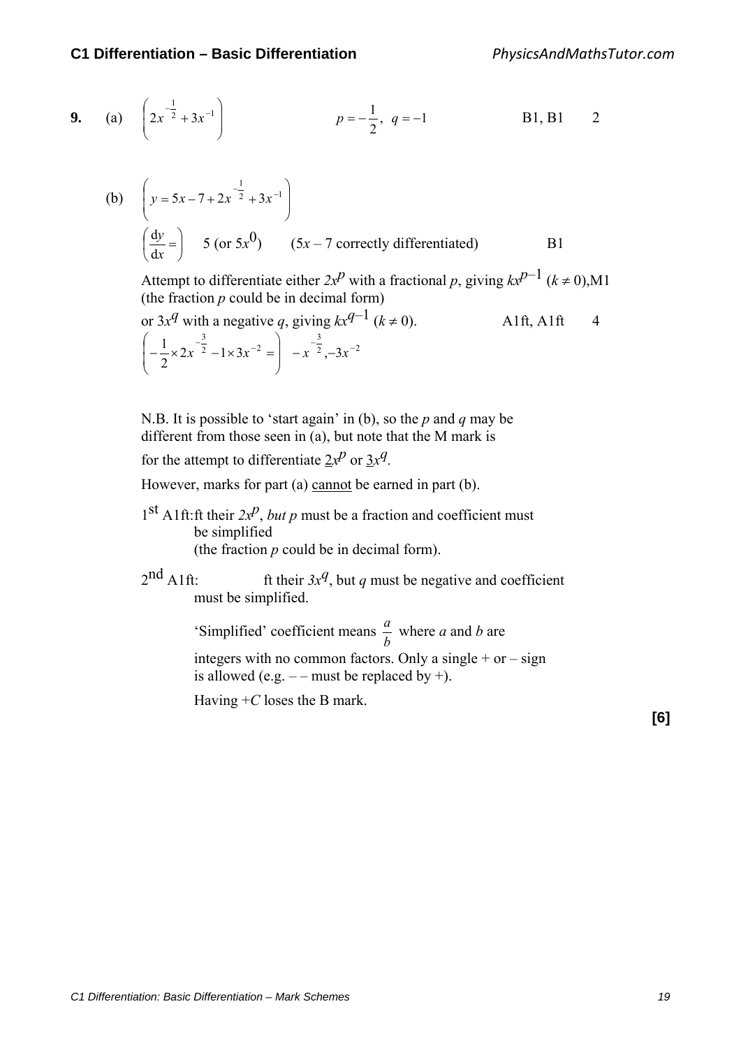**9.** (a) $\left(2x^{-\frac{1}{2}} + 3x^{-1}\right)$ $\quad p = -\dfrac{1}{2},\ q = -1$ B1, B1 2

(b) $\left(y = 5x - 7 + 2x^{-\frac{1}{2}} + 3x^{-1}\right)$

$\left(\dfrac{dy}{dx} =\right)$ 5 (or $5x^0$) ($5x - 7$ correctly differentiated) B1

Attempt to differentiate either $2x^p$ with a fractional $p$, giving $kx^{p-1}$ ($k \neq 0$), M1
(the fraction $p$ could be in decimal form)

or $3x^q$ with a negative $q$, giving $kx^{q-1}$ ($k \neq 0$). A1ft, A1ft 4

$\left(-\dfrac{1}{2} \times 2x^{-\frac{3}{2}} - 1 \times 3x^{-2} =\right)$ $-x^{-\frac{3}{2}}, -3x^{-2}$

N.B. It is possible to 'start again' in (b), so the $p$ and $q$ may be different from those seen in (a), but note that the M mark is for the attempt to differentiate $\underline{2}x^p$ or $\underline{3}x^q$.

However, marks for part (a) <u>cannot</u> be earned in part (b).

1st A1ft: ft their $2x^p$, *but p must be a fraction and coefficient must be simplified*
(the fraction $p$ could be in decimal form).

2nd A1ft: ft their $3x^q$, but $q$ must be negative and coefficient must be simplified.

'Simplified' coefficient means $\dfrac{a}{b}$ where $a$ and $b$ are integers with no common factors. Only a single + or – sign is allowed (e.g. – – must be replaced by +).

Having $+C$ loses the B mark.

**[6]**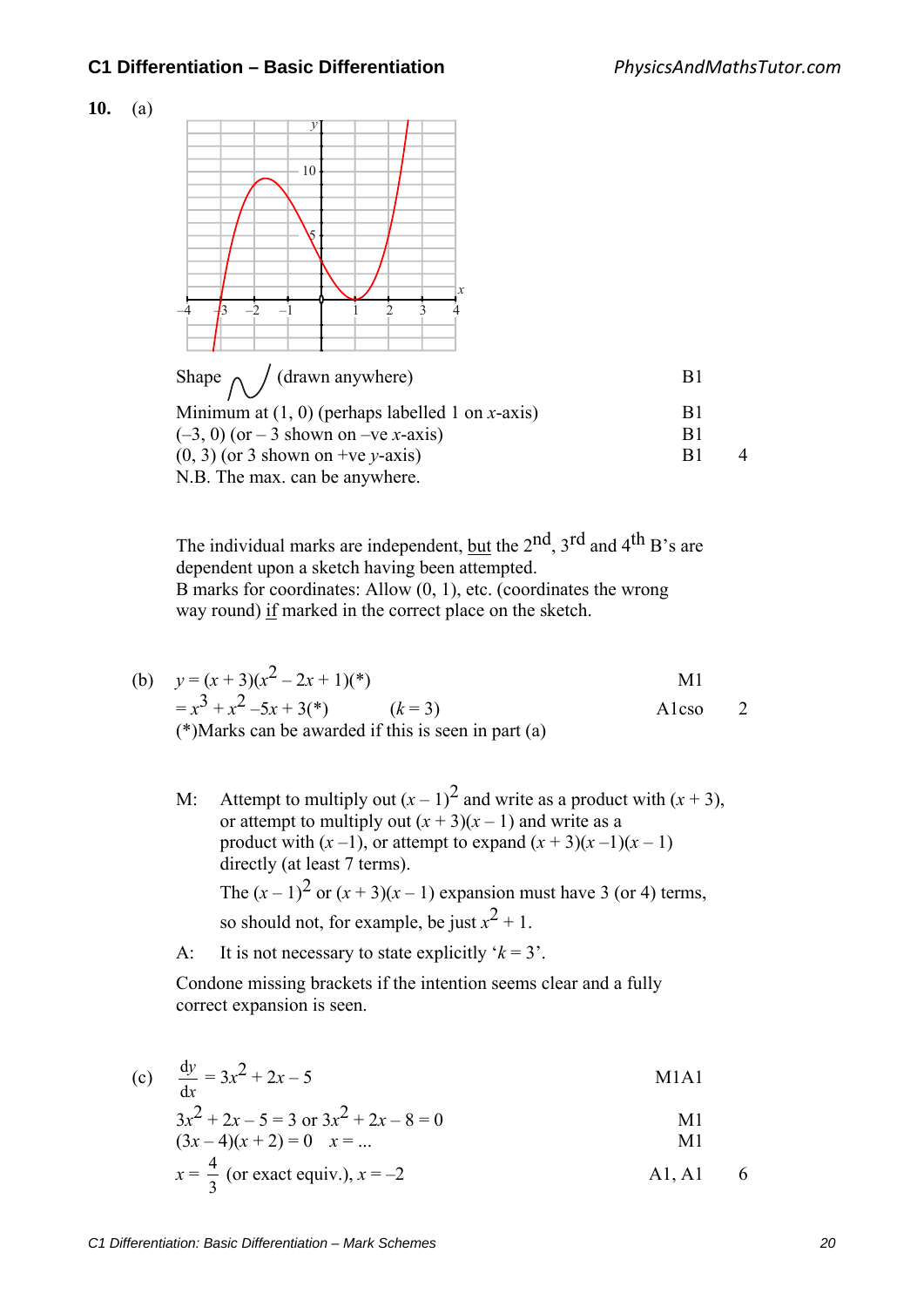**10.** (a)

Shape (drawn anywhere) — B1

Minimum at (1, 0) (perhaps labelled 1 on $x$-axis) — B1

(–3, 0) (or – 3 shown on –ve $x$-axis) — B1

(0, 3) (or 3 shown on +ve $y$-axis) — B1 — 4

N.B. The max. can be anywhere.

The individual marks are independent, but the 2nd, 3rd and 4th B's are dependent upon a sketch having been attempted.
B marks for coordinates: Allow (0, 1), etc. (coordinates the wrong way round) if marked in the correct place on the sketch.

(b) $y = (x + 3)(x^2 - 2x + 1)$(*) — M1

$= x^3 + x^2 - 5x + 3$(*) $\quad (k = 3)$ — A1cso — 2

(*)Marks can be awarded if this is seen in part (a)

M: Attempt to multiply out $(x - 1)^2$ and write as a product with $(x + 3)$, or attempt to multiply out $(x + 3)(x - 1)$ and write as a product with $(x - 1)$, or attempt to expand $(x + 3)(x - 1)(x - 1)$ directly (at least 7 terms).
The $(x - 1)^2$ or $(x + 3)(x - 1)$ expansion must have 3 (or 4) terms, so should not, for example, be just $x^2 + 1$.

A: It is not necessary to state explicitly '$k = 3$'.

Condone missing brackets if the intention seems clear and a fully correct expansion is seen.

(c) $\dfrac{dy}{dx} = 3x^2 + 2x - 5$ — M1A1

$3x^2 + 2x - 5 = 3$ or $3x^2 + 2x - 8 = 0$ — M1

$(3x - 4)(x + 2) = 0 \quad x = \ldots$ — M1

$x = \dfrac{4}{3}$ (or exact equiv.), $x = -2$ — A1, A1 — 6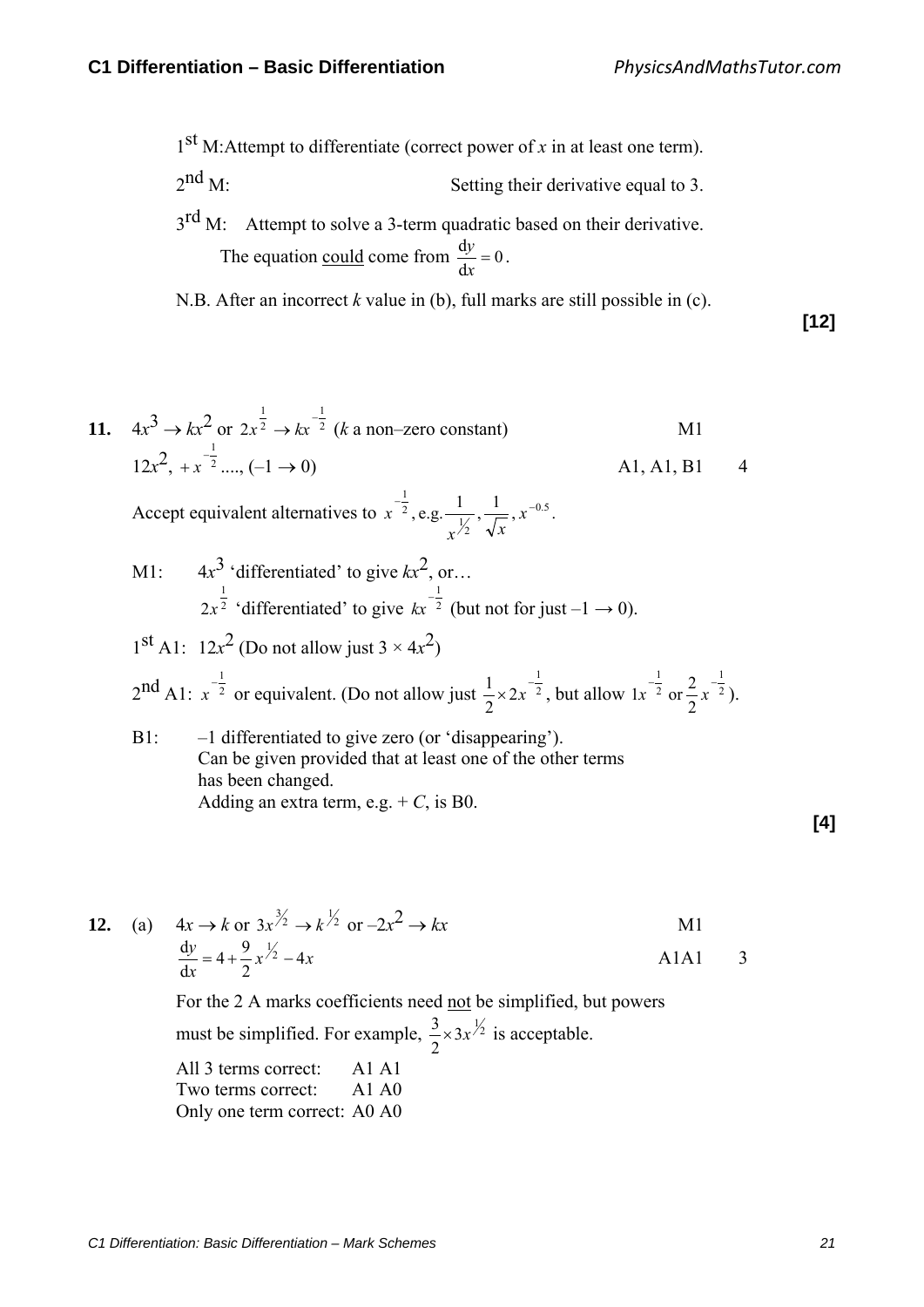1st M: Attempt to differentiate (correct power of $x$ in at least one term).

2nd M: Setting their derivative equal to 3.

3rd M: Attempt to solve a 3-term quadratic based on their derivative. The equation could come from $\frac{dy}{dx} = 0$.

N.B. After an incorrect $k$ value in (b), full marks are still possible in (c).

**[12]**

**11.** $4x^3 \to kx^2$ or $2x^{\frac{1}{2}} \to kx^{-\frac{1}{2}}$ ($k$ a non–zero constant) M1

$12x^2$, $+x^{-\frac{1}{2}}$ ...., $(-1 \to 0)$ A1, A1, B1 4

Accept equivalent alternatives to $x^{-\frac{1}{2}}$, e.g. $\frac{1}{x^{1/2}}, \frac{1}{\sqrt{x}}, x^{-0.5}$.

M1: $4x^3$ 'differentiated' to give $kx^2$, or…
$2x^{\frac{1}{2}}$ 'differentiated' to give $kx^{-\frac{1}{2}}$ (but not for just $-1 \to 0$).

1st A1: $12x^2$ (Do not allow just $3 \times 4x^2$)

2nd A1: $x^{-\frac{1}{2}}$ or equivalent. (Do not allow just $\frac{1}{2} \times 2x^{-\frac{1}{2}}$, but allow $1x^{-\frac{1}{2}}$ or $\frac{2}{2}x^{-\frac{1}{2}}$).

B1: –1 differentiated to give zero (or 'disappearing').
Can be given provided that at least one of the other terms has been changed.
Adding an extra term, e.g. $+ C$, is B0.

**[4]**

**12.** (a) $4x \to k$ or $3x^{3/2} \to k^{1/2}$ or $-2x^2 \to kx$ M1

$\frac{dy}{dx} = 4 + \frac{9}{2}x^{1/2} - 4x$ A1A1 3

For the 2 A marks coefficients need not be simplified, but powers must be simplified. For example, $\frac{3}{2} \times 3x^{1/2}$ is acceptable.

All 3 terms correct: A1 A1
Two terms correct: A1 A0
Only one term correct: A0 A0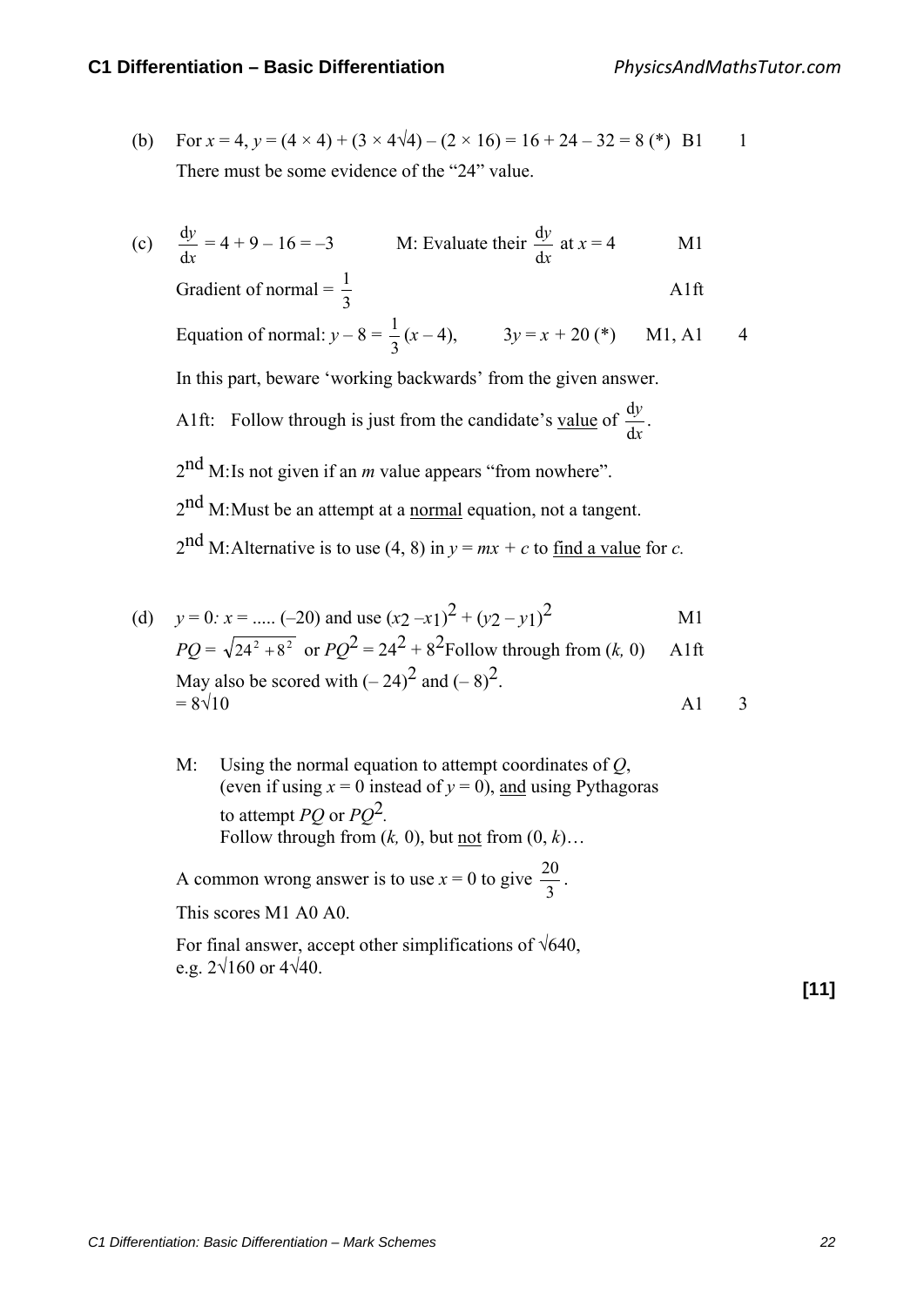(b) For $x = 4$, $y = (4 \times 4) + (3 \times 4\sqrt{4}) - (2 \times 16) = 16 + 24 - 32 = 8$ (*) B1 1

There must be some evidence of the "24" value.

(c) $\frac{dy}{dx} = 4 + 9 - 16 = -3$ M: Evaluate their $\frac{dy}{dx}$ at $x = 4$ M1

Gradient of normal $= \frac{1}{3}$ A1ft

Equation of normal: $y - 8 = \frac{1}{3}(x - 4)$, $3y = x + 20$ (*) M1, A1 4

In this part, beware 'working backwards' from the given answer.

A1ft: Follow through is just from the candidate's <u>value</u> of $\frac{dy}{dx}$.

2nd M: Is not given if an $m$ value appears "from nowhere".

2nd M: Must be an attempt at a <u>normal</u> equation, not a tangent.

2nd M: Alternative is to use (4, 8) in $y = mx + c$ to <u>find a value</u> for $c$.

(d) $y = 0$: $x = .....$ (–20) and use $(x_2 - x_1)^2 + (y_2 - y_1)^2$ M1

$PQ = \sqrt{24^2 + 8^2}$ or $PQ^2 = 24^2 + 8^2$ Follow through from $(k, 0)$ A1ft

May also be scored with $(-24)^2$ and $(-8)^2$.

$= 8\sqrt{10}$ A1 3

M: Using the normal equation to attempt coordinates of $Q$, (even if using $x = 0$ instead of $y = 0$), <u>and</u> using Pythagoras to attempt $PQ$ or $PQ^2$.
Follow through from $(k, 0)$, but <u>not</u> from $(0, k)$…

A common wrong answer is to use $x = 0$ to give $\frac{20}{3}$.

This scores M1 A0 A0.

For final answer, accept other simplifications of $\sqrt{640}$, e.g. $2\sqrt{160}$ or $4\sqrt{40}$.

**[11]**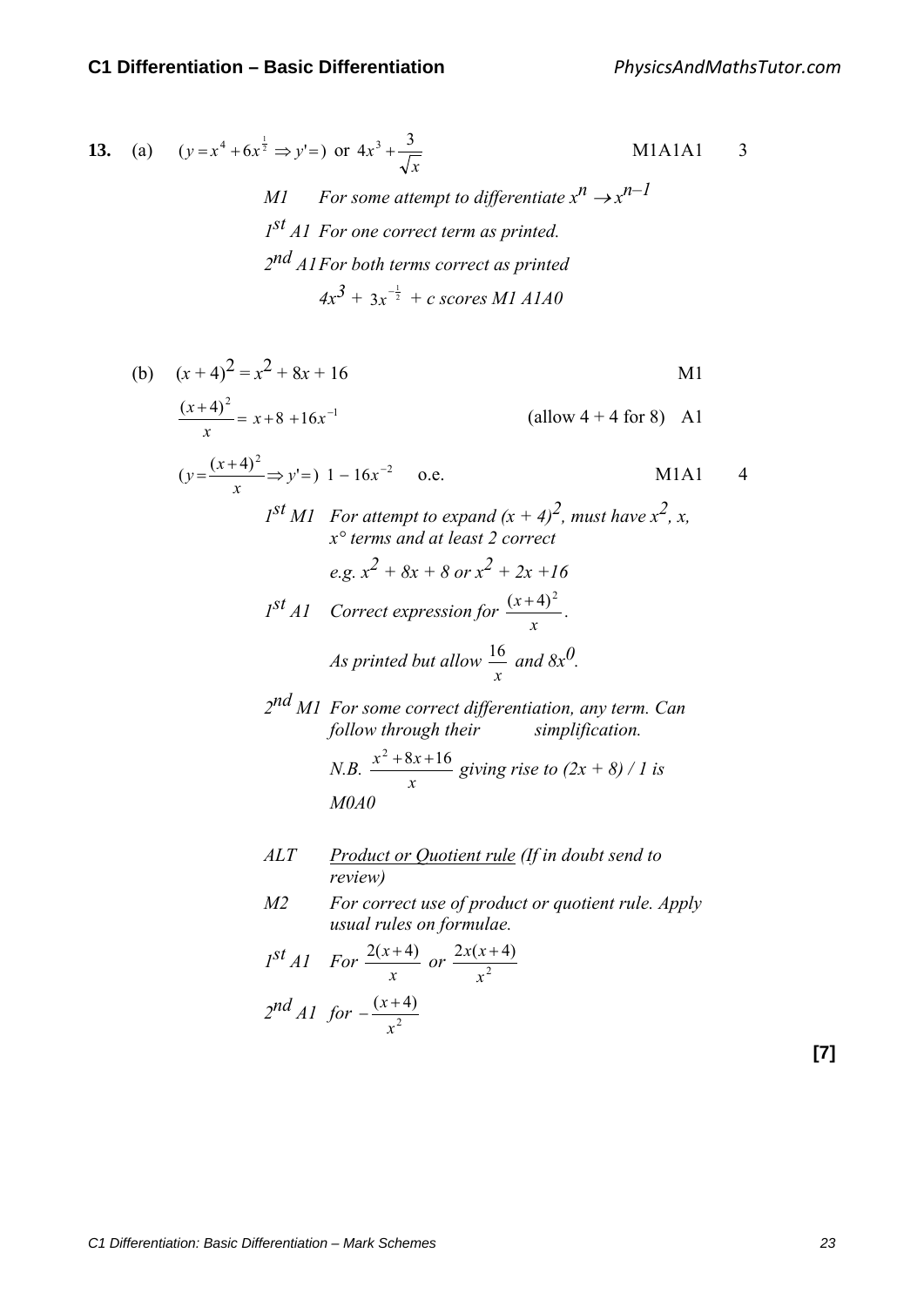**13.** (a) $(y = x^4 + 6x^{\frac{1}{2}} \Rightarrow y' =)$ or $4x^3 + \dfrac{3}{\sqrt{x}}$ M1A1A1 3

*M1 For some attempt to differentiate $x^n \to x^{n-1}$*

*1st A1 For one correct term as printed.*

*2nd A1 For both terms correct as printed*

*$4x^3 + 3x^{-\frac{1}{2}} + c$ scores M1 A1A0*

(b) $(x + 4)^2 = x^2 + 8x + 16$ M1

$\dfrac{(x+4)^2}{x} = x + 8 + 16x^{-1}$ (allow 4 + 4 for 8) A1

$(y = \dfrac{(x+4)^2}{x} \Rightarrow y' =)\ 1 - 16x^{-2}$ o.e. M1A1 4

*1st M1 For attempt to expand $(x + 4)^2$, must have $x^2$, $x$, $x°$ terms and at least 2 correct*

*e.g. $x^2 + 8x + 8$ or $x^2 + 2x + 16$*

*1st A1 Correct expression for $\dfrac{(x+4)^2}{x}$.*

*As printed but allow $\dfrac{16}{x}$ and $8x^0$.*

*2nd M1 For some correct differentiation, any term. Can follow through their simplification.*

*N.B. $\dfrac{x^2 + 8x + 16}{x}$ giving rise to $(2x + 8) / 1$ is M0A0*

*ALT <u>Product or Quotient rule</u> (If in doubt send to review)*

*M2 For correct use of product or quotient rule. Apply usual rules on formulae.*

*1st A1 For $\dfrac{2(x+4)}{x}$ or $\dfrac{2x(x+4)}{x^2}$*

*2nd A1 for $-\dfrac{(x+4)}{x^2}$*

**[7]**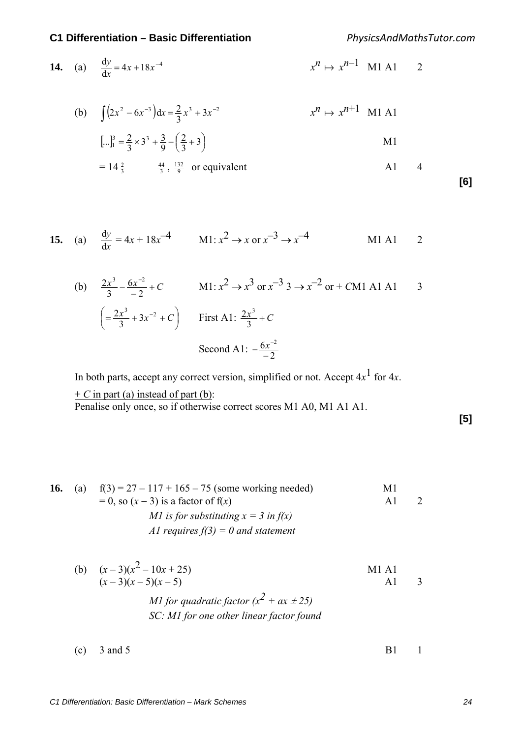**14.** (a) $\frac{dy}{dx} = 4x + 18x^{-4}$ $\quad x^n \mapsto x^{n-1}$ M1 A1 2

(b) $\int (2x^2 - 6x^{-3})dx = \frac{2}{3}x^3 + 3x^{-2}$ $\quad x^n \mapsto x^{n+1}$ M1 A1

$[...]_1^3 = \frac{2}{3} \times 3^3 + \frac{3}{9} - \left(\frac{2}{3} + 3\right)$ M1

$= 14\frac{2}{3}$ $\quad \frac{44}{3}, \frac{132}{9}$ or equivalent A1 4

**[6]**

**15.** (a) $\frac{dy}{dx} = 4x + 18x^{-4}$ $\quad$ M1: $x^2 \to x$ or $x^{-3} \to x^{-4}$ M1 A1 2

(b) $\frac{2x^3}{3} - \frac{6x^{-2}}{-2} + C$ $\quad$ M1: $x^2 \to x^3$ or $x^{-3}$ $3 \to x^{-2}$ or $+ C$ M1 A1 A1 3

$\left(= \frac{2x^3}{3} + 3x^{-2} + C\right)$ $\quad$ First A1: $\frac{2x^3}{3} + C$

Second A1: $-\frac{6x^{-2}}{-2}$

In both parts, accept any correct version, simplified or not. Accept $4x^1$ for $4x$.

$+ C$ in part (a) instead of part (b):
Penalise only once, so if otherwise correct scores M1 A0, M1 A1 A1.

**[5]**

**16.** (a) $f(3) = 27 - 117 + 165 - 75$ (some working needed) M1
$= 0$, so $(x - 3)$ is a factor of $f(x)$ A1 2

*M1 is for substituting $x = 3$ in $f(x)$*
*A1 requires $f(3) = 0$ and statement*

(b) $(x - 3)(x^2 - 10x + 25)$ M1 A1
$(x - 3)(x - 5)(x - 5)$ A1 3

*M1 for quadratic factor $(x^2 + ax \pm 25)$*
*SC: M1 for one other linear factor found*

(c) 3 and 5 B1 1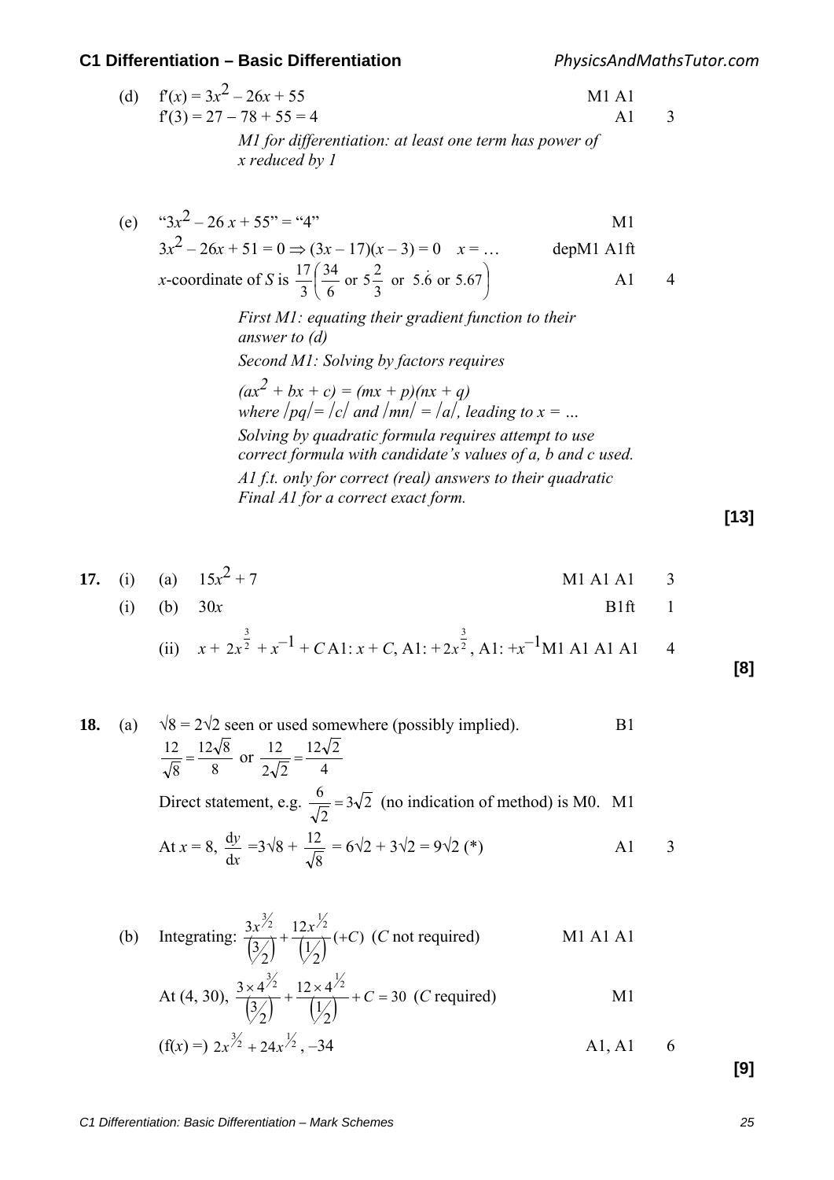(d) $f'(x) = 3x^2 - 26x + 55$ M1 A1

$f'(3) = 27 - 78 + 55 = 4$ A1 3

*M1 for differentiation: at least one term has power of x reduced by 1*

(e) "$3x^2 - 26x + 55$" = "4" M1

$3x^2 - 26x + 51 = 0 \Rightarrow (3x - 17)(x - 3) = 0 \quad x = \ldots$ depM1 A1ft

$x$-coordinate of $S$ is $\frac{17}{3}\left(\frac{34}{6} \text{ or } 5\frac{2}{3} \text{ or } 5.\dot{6} \text{ or } 5.67\right)$ A1 4

*First M1: equating their gradient function to their answer to (d)*

*Second M1: Solving by factors requires*

*$(ax^2 + bx + c) = (mx + p)(nx + q)$ where $|pq| = |c|$ and $|mn| = |a|$, leading to $x = \ldots$*

*Solving by quadratic formula requires attempt to use correct formula with candidate's values of a, b and c used.*

*A1 f.t. only for correct (real) answers to their quadratic*

*Final A1 for a correct exact form.*

**[13]**

**17.** (i) (a) $15x^2 + 7$ M1 A1 A1 3

(i) (b) $30x$ B1ft 1

(ii) $x + 2x^{\frac{3}{2}} + x^{-1} + C$ A1: $x + C$, A1: $+2x^{\frac{3}{2}}$, A1: $+x^{-1}$ M1 A1 A1 A1 4

**[8]**

**18.** (a) $\sqrt{8} = 2\sqrt{2}$ seen or used somewhere (possibly implied). B1

$\frac{12}{\sqrt{8}} = \frac{12\sqrt{8}}{8}$ or $\frac{12}{2\sqrt{2}} = \frac{12\sqrt{2}}{4}$

Direct statement, e.g. $\frac{6}{\sqrt{2}} = 3\sqrt{2}$ (no indication of method) is M0. M1

At $x = 8$, $\frac{dy}{dx} = 3\sqrt{8} + \frac{12}{\sqrt{8}} = 6\sqrt{2} + 3\sqrt{2} = 9\sqrt{2}$ (*) A1 3

(b) Integrating: $\frac{3x^{3/2}}{\left(3/2\right)} + \frac{12x^{1/2}}{\left(1/2\right)} (+C)$ ($C$ not required) M1 A1 A1

At (4, 30), $\frac{3 \times 4^{3/2}}{\left(3/2\right)} + \frac{12 \times 4^{1/2}}{\left(1/2\right)} + C = 30$ ($C$ required) M1

($f(x) =$) $2x^{3/2} + 24x^{1/2}$, $-34$ A1, A1 6

**[9]**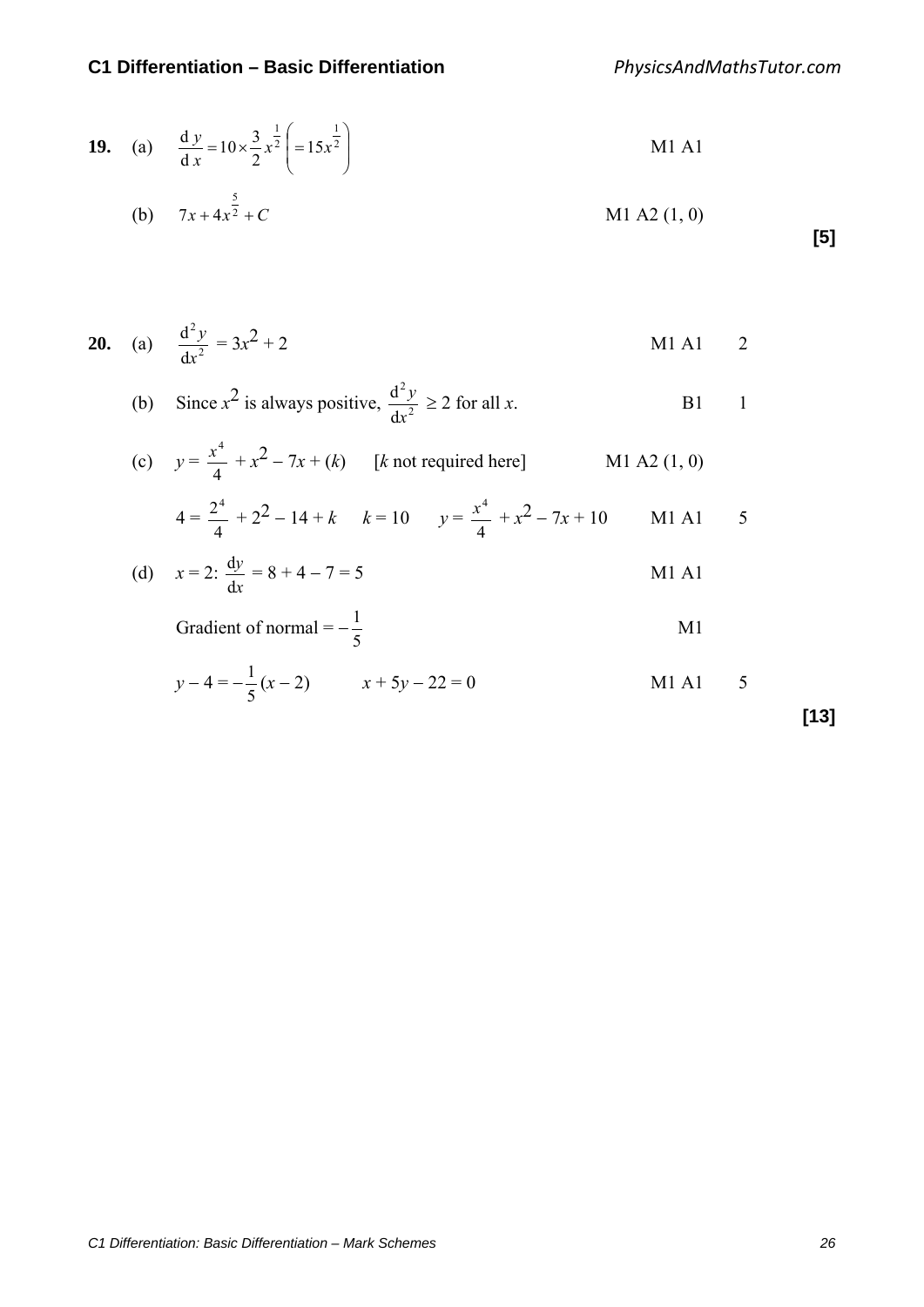**19.** (a) $\frac{\mathrm{d}y}{\mathrm{d}x} = 10 \times \frac{3}{2}x^{\frac{1}{2}} \left( = 15x^{\frac{1}{2}} \right)$ M1 A1

(b) $7x + 4x^{\frac{5}{2}} + C$ M1 A2 (1, 0)

**[5]**

**20.** (a) $\frac{\mathrm{d}^2y}{\mathrm{d}x^2} = 3x^2 + 2$ M1 A1 2

(b) Since $x^2$ is always positive, $\frac{\mathrm{d}^2y}{\mathrm{d}x^2} \geq 2$ for all $x$. B1 1

(c) $y = \frac{x^4}{4} + x^2 - 7x + (k)$ [$k$ not required here] M1 A2 (1, 0)

$4 = \frac{2^4}{4} + 2^2 - 14 + k$ $k = 10$ $y = \frac{x^4}{4} + x^2 - 7x + 10$ M1 A1 5

(d) $x = 2$: $\frac{\mathrm{d}y}{\mathrm{d}x} = 8 + 4 - 7 = 5$ M1 A1

Gradient of normal $= -\frac{1}{5}$ M1

$y - 4 = -\frac{1}{5}(x - 2)$ $x + 5y - 22 = 0$ M1 A1 5

**[13]**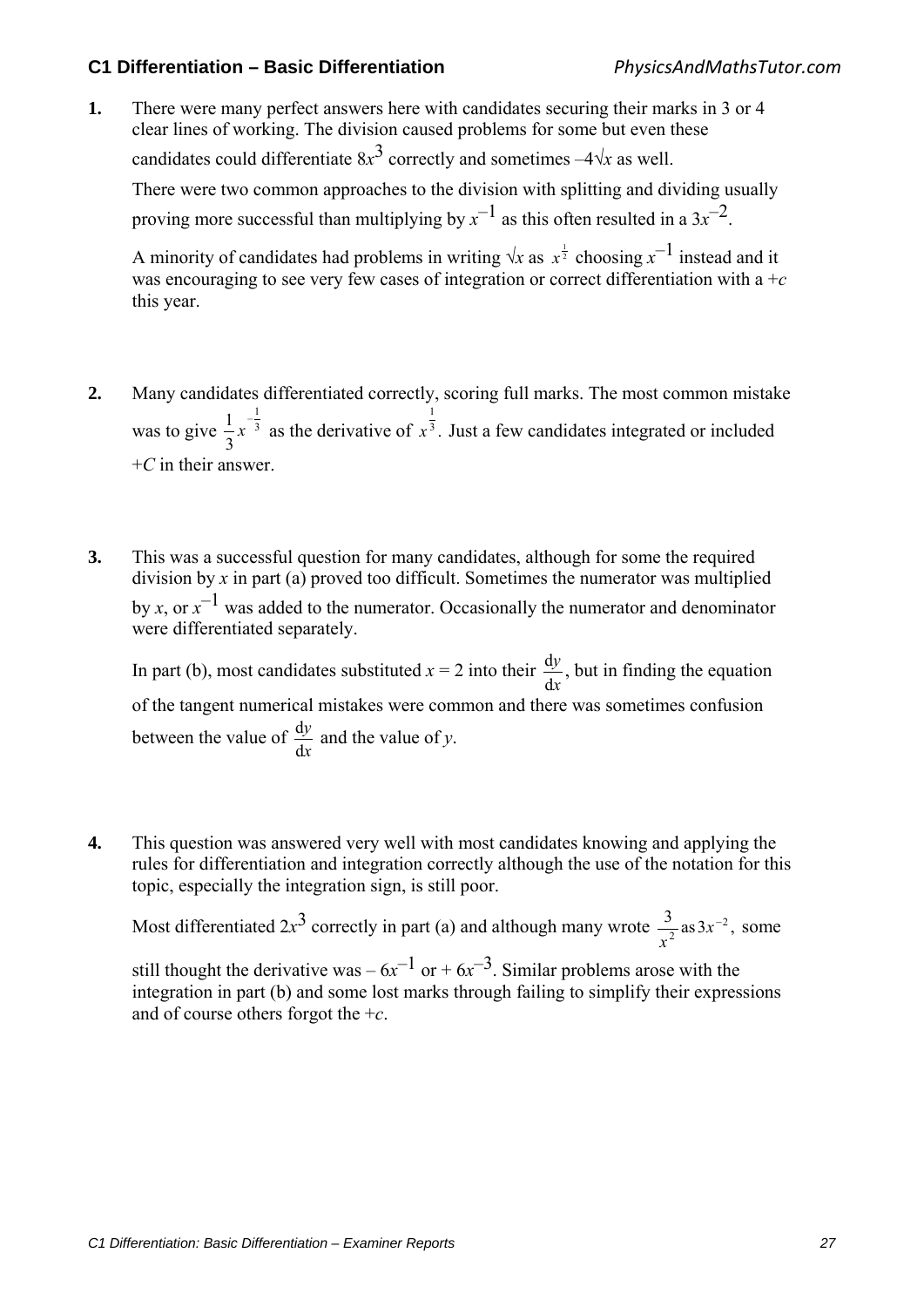1. There were many perfect answers here with candidates securing their marks in 3 or 4 clear lines of working. The division caused problems for some but even these candidates could differentiate $8x^3$ correctly and sometimes $-4\sqrt{x}$ as well.

   There were two common approaches to the division with splitting and dividing usually proving more successful than multiplying by $x^{-1}$ as this often resulted in a $3x^{-2}$.

   A minority of candidates had problems in writing $\sqrt{x}$ as $x^{\frac{1}{2}}$ choosing $x^{-1}$ instead and it was encouraging to see very few cases of integration or correct differentiation with a $+c$ this year.

2. Many candidates differentiated correctly, scoring full marks. The most common mistake was to give $\frac{1}{3}x^{-\frac{1}{3}}$ as the derivative of $x^{\frac{1}{3}}$. Just a few candidates integrated or included $+C$ in their answer.

3. This was a successful question for many candidates, although for some the required division by $x$ in part (a) proved too difficult. Sometimes the numerator was multiplied by $x$, or $x^{-1}$ was added to the numerator. Occasionally the numerator and denominator were differentiated separately.

   In part (b), most candidates substituted $x = 2$ into their $\frac{dy}{dx}$, but in finding the equation of the tangent numerical mistakes were common and there was sometimes confusion between the value of $\frac{dy}{dx}$ and the value of $y$.

4. This question was answered very well with most candidates knowing and applying the rules for differentiation and integration correctly although the use of the notation for this topic, especially the integration sign, is still poor.

   Most differentiated $2x^3$ correctly in part (a) and although many wrote $\frac{3}{x^2}$ as $3x^{-2}$, some still thought the derivative was $-6x^{-1}$ or $+6x^{-3}$. Similar problems arose with the integration in part (b) and some lost marks through failing to simplify their expressions and of course others forgot the $+c$.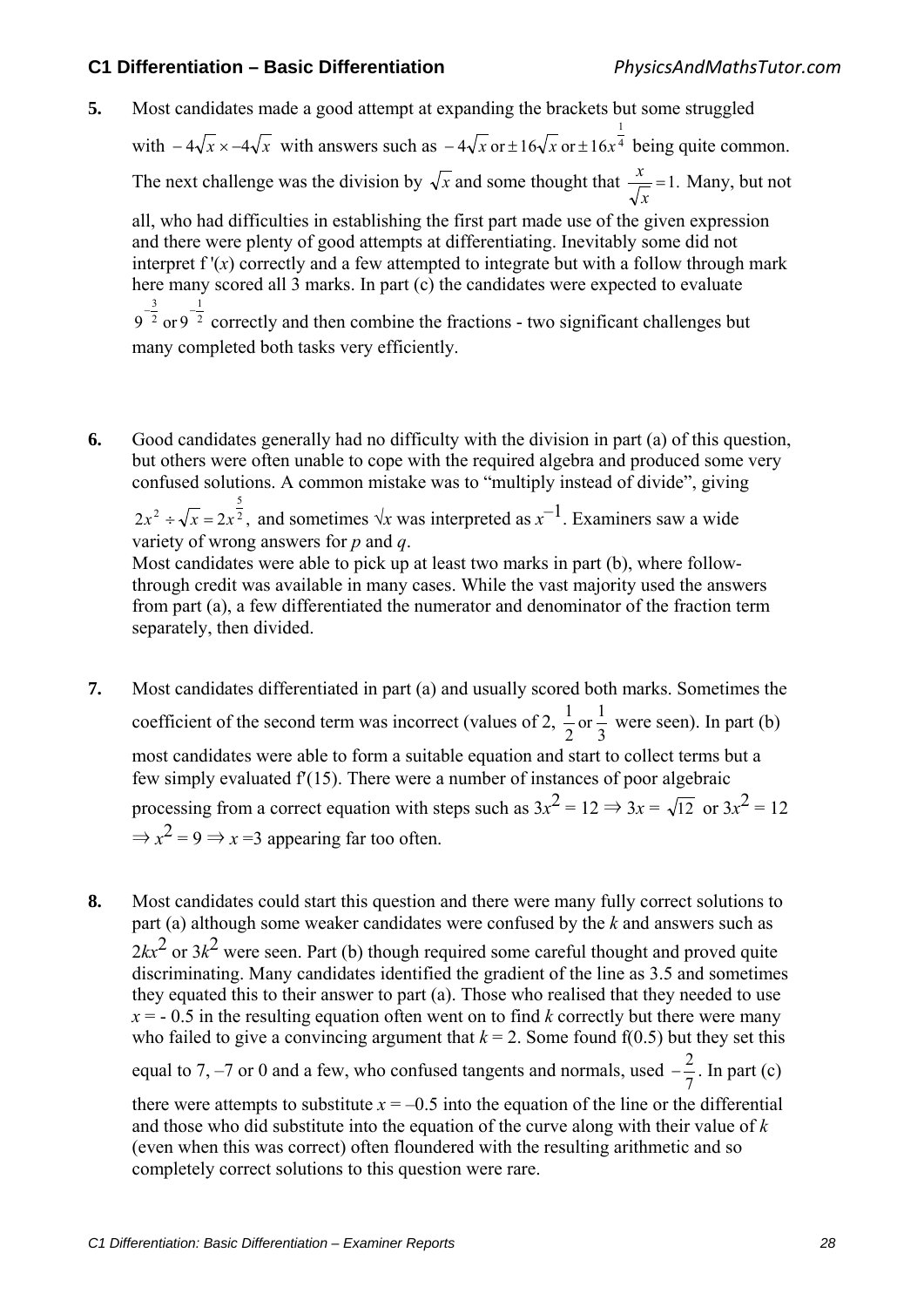**5.** Most candidates made a good attempt at expanding the brackets but some struggled with $-4\sqrt{x} \times -4\sqrt{x}$ with answers such as $-4\sqrt{x}$ or $\pm 16\sqrt{x}$ or $\pm 16x^{\frac{1}{4}}$ being quite common. The next challenge was the division by $\sqrt{x}$ and some thought that $\frac{x}{\sqrt{x}} = 1$. Many, but not all, who had difficulties in establishing the first part made use of the given expression and there were plenty of good attempts at differentiating. Inevitably some did not interpret f '($x$) correctly and a few attempted to integrate but with a follow through mark here many scored all 3 marks. In part (c) the candidates were expected to evaluate $9^{-\frac{3}{2}}$ or $9^{-\frac{1}{2}}$ correctly and then combine the fractions - two significant challenges but many completed both tasks very efficiently.

**6.** Good candidates generally had no difficulty with the division in part (a) of this question, but others were often unable to cope with the required algebra and produced some very confused solutions. A common mistake was to "multiply instead of divide", giving $2x^2 \div \sqrt{x} = 2x^{\frac{5}{2}}$, and sometimes $\sqrt{x}$ was interpreted as $x^{-1}$. Examiners saw a wide variety of wrong answers for $p$ and $q$.
Most candidates were able to pick up at least two marks in part (b), where follow-through credit was available in many cases. While the vast majority used the answers from part (a), a few differentiated the numerator and denominator of the fraction term separately, then divided.

**7.** Most candidates differentiated in part (a) and usually scored both marks. Sometimes the coefficient of the second term was incorrect (values of 2, $\frac{1}{2}$ or $\frac{1}{3}$ were seen). In part (b) most candidates were able to form a suitable equation and start to collect terms but a few simply evaluated f′(15). There were a number of instances of poor algebraic processing from a correct equation with steps such as $3x^2 = 12 \Rightarrow 3x = \sqrt{12}$ or $3x^2 = 12 \Rightarrow x^2 = 9 \Rightarrow x = 3$ appearing far too often.

**8.** Most candidates could start this question and there were many fully correct solutions to part (a) although some weaker candidates were confused by the $k$ and answers such as $2kx^2$ or $3k^2$ were seen. Part (b) though required some careful thought and proved quite discriminating. Many candidates identified the gradient of the line as 3.5 and sometimes they equated this to their answer to part (a). Those who realised that they needed to use $x = -0.5$ in the resulting equation often went on to find $k$ correctly but there were many who failed to give a convincing argument that $k = 2$. Some found f(0.5) but they set this equal to 7, –7 or 0 and a few, who confused tangents and normals, used $-\frac{2}{7}$. In part (c) there were attempts to substitute $x = -0.5$ into the equation of the line or the differential and those who did substitute into the equation of the curve along with their value of $k$ (even when this was correct) often floundered with the resulting arithmetic and so completely correct solutions to this question were rare.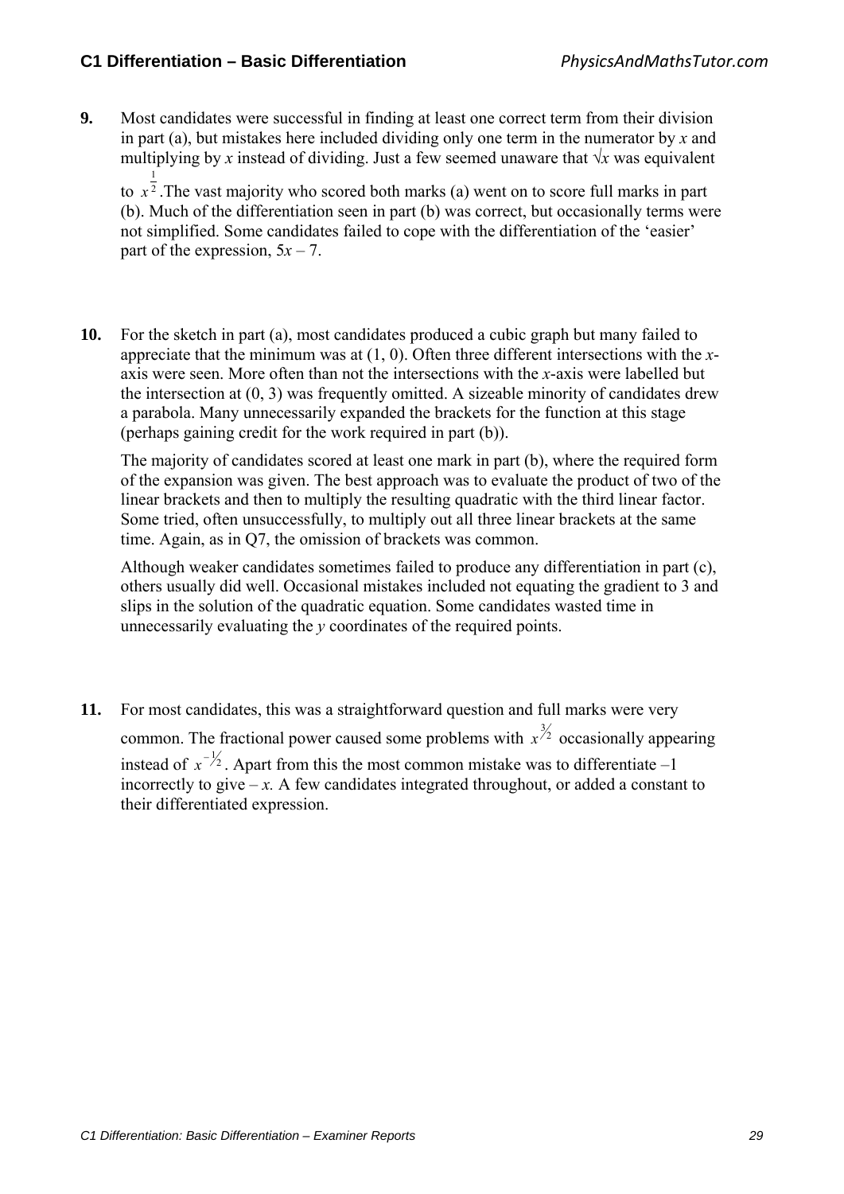**9.** Most candidates were successful in finding at least one correct term from their division in part (a), but mistakes here included dividing only one term in the numerator by $x$ and multiplying by $x$ instead of dividing. Just a few seemed unaware that $\sqrt{x}$ was equivalent to $x^{\frac{1}{2}}$.The vast majority who scored both marks (a) went on to score full marks in part (b). Much of the differentiation seen in part (b) was correct, but occasionally terms were not simplified. Some candidates failed to cope with the differentiation of the 'easier' part of the expression, $5x - 7$.

**10.** For the sketch in part (a), most candidates produced a cubic graph but many failed to appreciate that the minimum was at (1, 0). Often three different intersections with the $x$-axis were seen. More often than not the intersections with the $x$-axis were labelled but the intersection at (0, 3) was frequently omitted. A sizeable minority of candidates drew a parabola. Many unnecessarily expanded the brackets for the function at this stage (perhaps gaining credit for the work required in part (b)).

The majority of candidates scored at least one mark in part (b), where the required form of the expansion was given. The best approach was to evaluate the product of two of the linear brackets and then to multiply the resulting quadratic with the third linear factor. Some tried, often unsuccessfully, to multiply out all three linear brackets at the same time. Again, as in Q7, the omission of brackets was common.

Although weaker candidates sometimes failed to produce any differentiation in part (c), others usually did well. Occasional mistakes included not equating the gradient to 3 and slips in the solution of the quadratic equation. Some candidates wasted time in unnecessarily evaluating the $y$ coordinates of the required points.

**11.** For most candidates, this was a straightforward question and full marks were very common. The fractional power caused some problems with $x^{3/2}$ occasionally appearing instead of $x^{-1/2}$. Apart from this the most common mistake was to differentiate –1 incorrectly to give $-x$. A few candidates integrated throughout, or added a constant to their differentiated expression.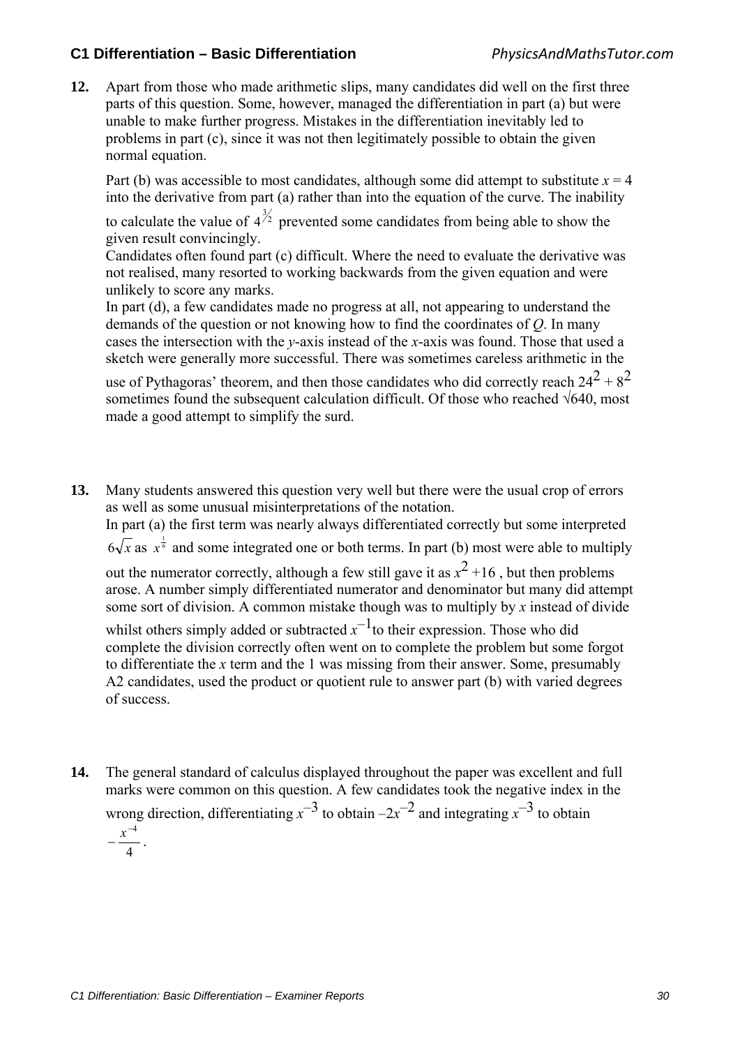**12.** Apart from those who made arithmetic slips, many candidates did well on the first three parts of this question. Some, however, managed the differentiation in part (a) but were unable to make further progress. Mistakes in the differentiation inevitably led to problems in part (c), since it was not then legitimately possible to obtain the given normal equation.

Part (b) was accessible to most candidates, although some did attempt to substitute $x = 4$ into the derivative from part (a) rather than into the equation of the curve. The inability to calculate the value of $4^{3/2}$ prevented some candidates from being able to show the given result convincingly.

Candidates often found part (c) difficult. Where the need to evaluate the derivative was not realised, many resorted to working backwards from the given equation and were unlikely to score any marks.

In part (d), a few candidates made no progress at all, not appearing to understand the demands of the question or not knowing how to find the coordinates of *Q*. In many cases the intersection with the *y*-axis instead of the *x*-axis was found. Those that used a sketch were generally more successful. There was sometimes careless arithmetic in the use of Pythagoras' theorem, and then those candidates who did correctly reach $24^2 + 8^2$ sometimes found the subsequent calculation difficult. Of those who reached $\sqrt{640}$, most made a good attempt to simplify the surd.

**13.** Many students answered this question very well but there were the usual crop of errors as well as some unusual misinterpretations of the notation.

In part (a) the first term was nearly always differentiated correctly but some interpreted $6\sqrt{x}$ as $x^{\frac{1}{6}}$ and some integrated one or both terms. In part (b) most were able to multiply out the numerator correctly, although a few still gave it as $x^2 + 16$ , but then problems arose. A number simply differentiated numerator and denominator but many did attempt some sort of division. A common mistake though was to multiply by *x* instead of divide whilst others simply added or subtracted $x^{-1}$ to their expression. Those who did complete the division correctly often went on to complete the problem but some forgot to differentiate the *x* term and the 1 was missing from their answer. Some, presumably A2 candidates, used the product or quotient rule to answer part (b) with varied degrees of success.

**14.** The general standard of calculus displayed throughout the paper was excellent and full marks were common on this question. A few candidates took the negative index in the wrong direction, differentiating $x^{-3}$ to obtain $-2x^{-2}$ and integrating $x^{-3}$ to obtain $-\frac{x^{-4}}{4}$.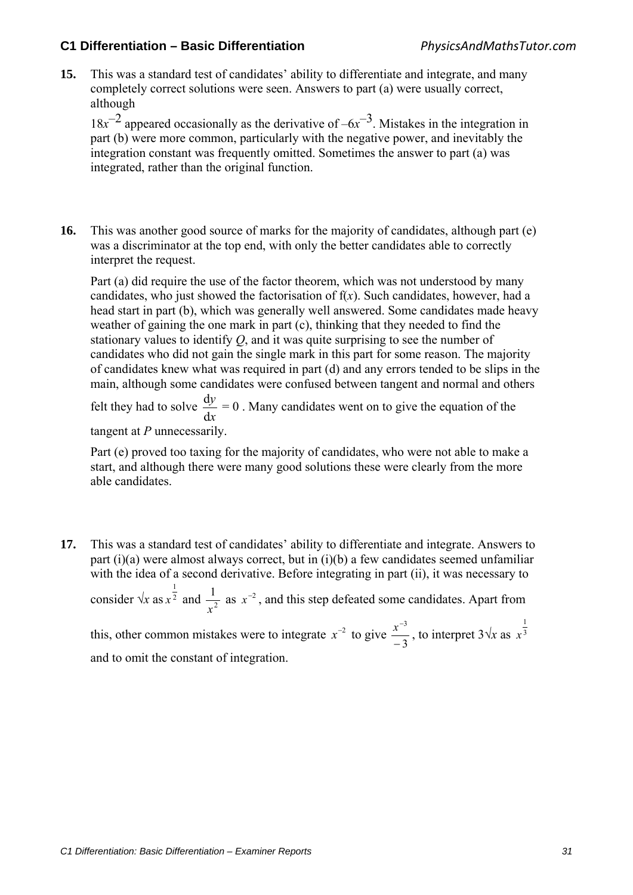**15.** This was a standard test of candidates' ability to differentiate and integrate, and many completely correct solutions were seen. Answers to part (a) were usually correct, although $18x^{-2}$ appeared occasionally as the derivative of $-6x^{-3}$. Mistakes in the integration in part (b) were more common, particularly with the negative power, and inevitably the integration constant was frequently omitted. Sometimes the answer to part (a) was integrated, rather than the original function.

**16.** This was another good source of marks for the majority of candidates, although part (e) was a discriminator at the top end, with only the better candidates able to correctly interpret the request.

Part (a) did require the use of the factor theorem, which was not understood by many candidates, who just showed the factorisation of f($x$). Such candidates, however, had a head start in part (b), which was generally well answered. Some candidates made heavy weather of gaining the one mark in part (c), thinking that they needed to find the stationary values to identify $Q$, and it was quite surprising to see the number of candidates who did not gain the single mark in this part for some reason. The majority of candidates knew what was required in part (d) and any errors tended to be slips in the main, although some candidates were confused between tangent and normal and others felt they had to solve $\frac{dy}{dx} = 0$. Many candidates went on to give the equation of the tangent at $P$ unnecessarily.

Part (e) proved too taxing for the majority of candidates, who were not able to make a start, and although there were many good solutions these were clearly from the more able candidates.

**17.** This was a standard test of candidates' ability to differentiate and integrate. Answers to part (i)(a) were almost always correct, but in (i)(b) a few candidates seemed unfamiliar with the idea of a second derivative. Before integrating in part (ii), it was necessary to consider $\sqrt{x}$ as $x^{\frac{1}{2}}$ and $\frac{1}{x^2}$ as $x^{-2}$, and this step defeated some candidates. Apart from this, other common mistakes were to integrate $x^{-2}$ to give $\frac{x^{-3}}{-3}$, to interpret $3\sqrt{x}$ as $x^{\frac{1}{3}}$ and to omit the constant of integration.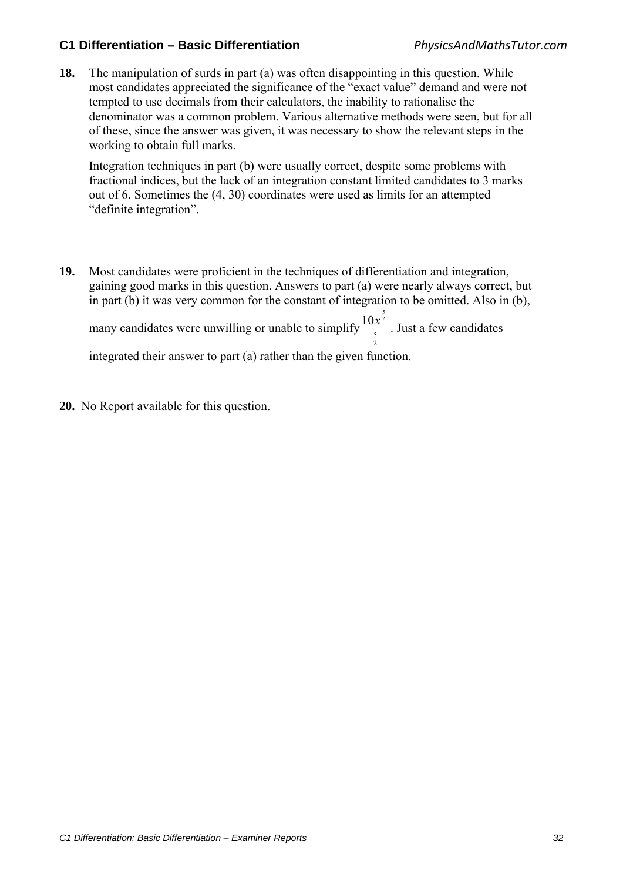**18.** The manipulation of surds in part (a) was often disappointing in this question. While most candidates appreciated the significance of the "exact value" demand and were not tempted to use decimals from their calculators, the inability to rationalise the denominator was a common problem. Various alternative methods were seen, but for all of these, since the answer was given, it was necessary to show the relevant steps in the working to obtain full marks.

Integration techniques in part (b) were usually correct, despite some problems with fractional indices, but the lack of an integration constant limited candidates to 3 marks out of 6. Sometimes the (4, 30) coordinates were used as limits for an attempted "definite integration".

**19.** Most candidates were proficient in the techniques of differentiation and integration, gaining good marks in this question. Answers to part (a) were nearly always correct, but in part (b) it was very common for the constant of integration to be omitted. Also in (b), many candidates were unwilling or unable to simplify $\frac{10x^{\frac{5}{2}}}{\frac{5}{2}}$. Just a few candidates integrated their answer to part (a) rather than the given function.

**20.** No Report available for this question.